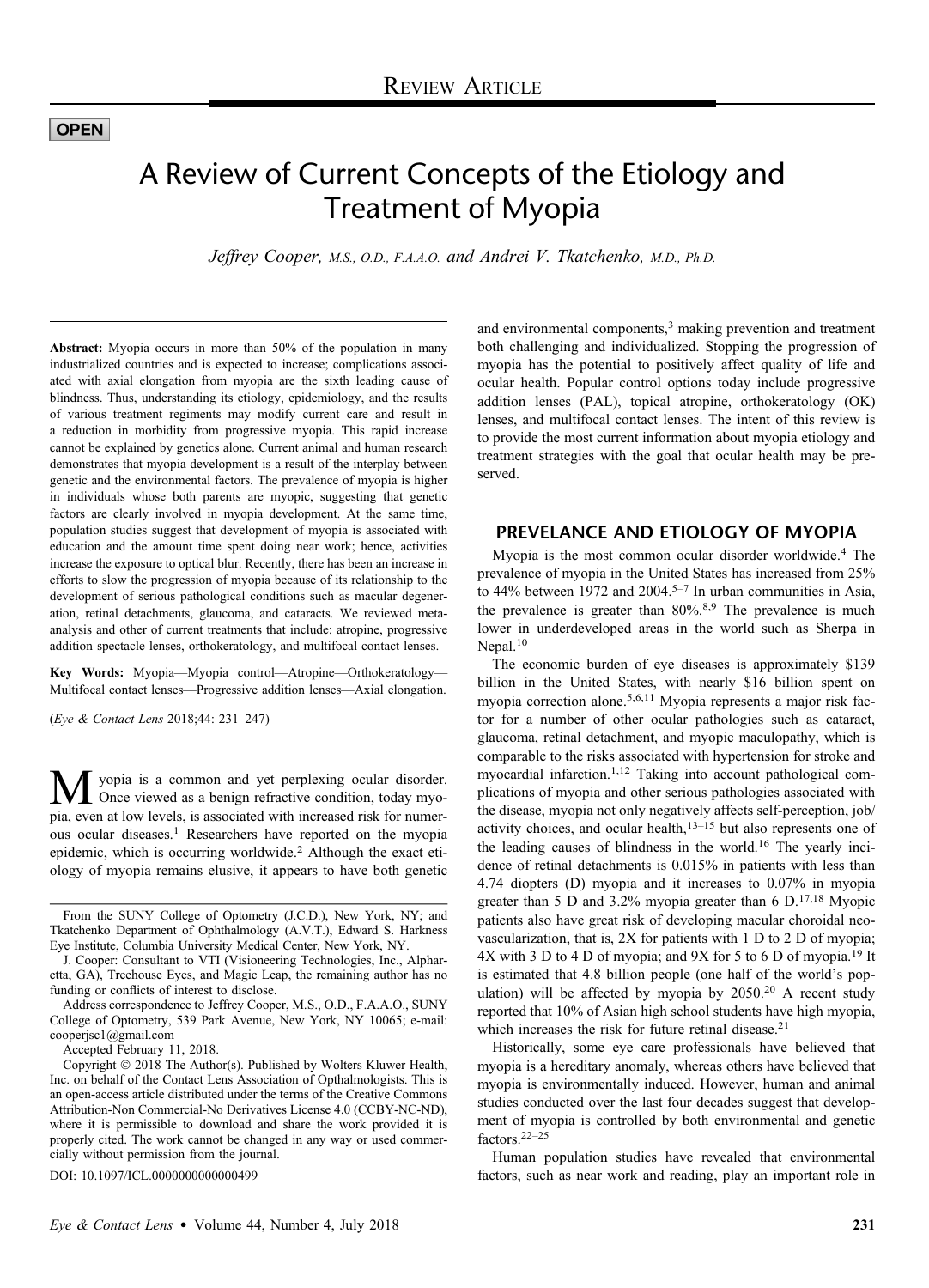REVIEW ARTICLE

OPEN

# A Review of Current Concepts of the Etiology and Treatment of Myopia

*Jeffrey Cooper, M.S., O.D., F.A.A.O. and Andrei V. Tkatchenko, M.D., Ph.D.*

**Abstract:** Myopia occurs in more than 50% of the population in many industrialized countries and is expected to increase; complications associated with axial elongation from myopia are the sixth leading cause of blindness. Thus, understanding its etiology, epidemiology, and the results of various treatment regiments may modify current care and result in a reduction in morbidity from progressive myopia. This rapid increase cannot be explained by genetics alone. Current animal and human research demonstrates that myopia development is a result of the interplay between genetic and the environmental factors. The prevalence of myopia is higher in individuals whose both parents are myopic, suggesting that genetic factors are clearly involved in myopia development. At the same time, population studies suggest that development of myopia is associated with education and the amount time spent doing near work; hence, activities increase the exposure to optical blur. Recently, there has been an increase in efforts to slow the progression of myopia because of its relationship to the development of serious pathological conditions such as macular degeneration, retinal detachments, glaucoma, and cataracts. We reviewed meta-analysis and other of current treatments that include: atropine, progressive addition spectacle lenses, orthokeratology, and multifocal contact lenses.

**Key Words:** Myopia—Myopia control—Atropine—Orthokeratology—Multifocal contact lenses—Progressive addition lenses—Axial elongation.

(*Eye & Contact Lens* 2018;44: 231–247)

Myopia is a common and yet perplexing ocular disorder. Once viewed as a benign refractive condition, today myopia, even at low levels, is associated with increased risk for numerous ocular diseases.[1] Researchers have reported on the myopia epidemic, which is occurring worldwide.[2] Although the exact etiology of myopia remains elusive, it appears to have both genetic and environmental components,[3] making prevention and treatment both challenging and individualized. Stopping the progression of myopia has the potential to positively affect quality of life and ocular health. Popular control options today include progressive addition lenses (PAL), topical atropine, orthokeratology (OK) lenses, and multifocal contact lenses. The intent of this review is to provide the most current information about myopia etiology and treatment strategies with the goal that ocular health may be preserved.

From the SUNY College of Optometry (J.C.D.), New York, NY; and Tkatchenko Department of Ophthalmology (A.V.T.), Edward S. Harkness Eye Institute, Columbia University Medical Center, New York, NY.

J. Cooper: Consultant to VTI (Visioneering Technologies, Inc., Alpharetta, GA), Treehouse Eyes, and Magic Leap, the remaining author has no funding or conflicts of interest to disclose.

Address correspondence to Jeffrey Cooper, M.S., O.D., F.A.A.O., SUNY College of Optometry, 539 Park Avenue, New York, NY 10065; e-mail: cooperjsc1@gmail.com

Accepted February 11, 2018.

Copyright © 2018 The Author(s). Published by Wolters Kluwer Health, Inc. on behalf of the Contact Lens Association of Opthalmologists. This is an open-access article distributed under the terms of the Creative Commons Attribution-Non Commercial-No Derivatives License 4.0 (CCBY-NC-ND), where it is permissible to download and share the work provided it is properly cited. The work cannot be changed in any way or used commercially without permission from the journal.

DOI: 10.1097/ICL.0000000000000499

## PREVELANCE AND ETIOLOGY OF MYOPIA

Myopia is the most common ocular disorder worldwide.[4] The prevalence of myopia in the United States has increased from 25% to 44% between 1972 and 2004.[5–7] In urban communities in Asia, the prevalence is greater than 80%.[8,9] The prevalence is much lower in underdeveloped areas in the world such as Sherpa in Nepal.[10]

The economic burden of eye diseases is approximately $139 billion in the United States, with nearly $16 billion spent on myopia correction alone.[5,6,11] Myopia represents a major risk factor for a number of other ocular pathologies such as cataract, glaucoma, retinal detachment, and myopic maculopathy, which is comparable to the risks associated with hypertension for stroke and myocardial infarction.[1,12] Taking into account pathological complications of myopia and other serious pathologies associated with the disease, myopia not only negatively affects self-perception, job/activity choices, and ocular health,[13–15] but also represents one of the leading causes of blindness in the world.[16] The yearly incidence of retinal detachments is 0.015% in patients with less than 4.74 diopters (D) myopia and it increases to 0.07% in myopia greater than 5 D and 3.2% myopia greater than 6 D.[17,18] Myopic patients also have great risk of developing macular choroidal neovascularization, that is, 2X for patients with 1 D to 2 D of myopia; 4X with 3 D to 4 D of myopia; and 9X for 5 to 6 D of myopia.[19] It is estimated that 4.8 billion people (one half of the world's population) will be affected by myopia by 2050.[20] A recent study reported that 10% of Asian high school students have high myopia, which increases the risk for future retinal disease.[21]

Historically, some eye care professionals have believed that myopia is a hereditary anomaly, whereas others have believed that myopia is environmentally induced. However, human and animal studies conducted over the last four decades suggest that development of myopia is controlled by both environmental and genetic factors.[22–25]

Human population studies have revealed that environmental factors, such as near work and reading, play an important role in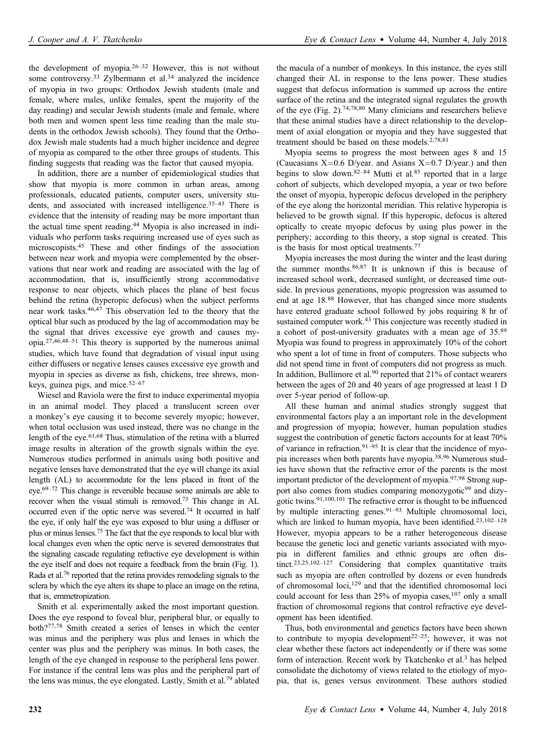the development of myopia.[26–32] However, this is not without some controversy.[33] Zylbermann et al.[34] analyzed the incidence of myopia in two groups: Orthodox Jewish students (male and female, where males, unlike females, spent the majority of the day reading) and secular Jewish students (male and female, where both men and women spent less time reading than the male students in the orthodox Jewish schools). They found that the Orthodox Jewish male students had a much higher incidence and degree of myopia as compared to the other three groups of students. This finding suggests that reading was the factor that caused myopia.

In addition, there are a number of epidemiological studies that show that myopia is more common in urban areas, among professionals, educated patients, computer users, university students, and associated with increased intelligence.[35–43] There is evidence that the intensity of reading may be more important than the actual time spent reading.[44] Myopia is also increased in individuals who perform tasks requiring increased use of eyes such as microscopists.[45] These and other findings of the association between near work and myopia were complemented by the observations that near work and reading are associated with the lag of accommodation, that is, insufficiently strong accommodative response to near objects, which places the plane of best focus behind the retina (hyperopic defocus) when the subject performs near work tasks.[46,47] This observation led to the theory that the optical blur such as produced by the lag of accommodation may be the signal that drives excessive eye growth and causes myopia.[27,46,48–51] This theory is supported by the numerous animal studies, which have found that degradation of visual input using either diffusers or negative lenses causes excessive eye growth and myopia in species as diverse as fish, chickens, tree shrews, monkeys, guinea pigs, and mice.[52–67]

Wiesel and Raviola were the first to induce experimental myopia in an animal model. They placed a translucent screen over a monkey's eye causing it to become severely myopic; however, when total occlusion was used instead, there was no change in the length of the eye.[61,68] Thus, stimulation of the retina with a blurred image results in alteration of the growth signals within the eye. Numerous studies performed in animals using both positive and negative lenses have demonstrated that the eye will change its axial length (AL) to accommodate for the lens placed in front of the eye.[69–72] This change is reversible because some animals are able to recover when the visual stimuli is removed.[73] This change in AL occurred even if the optic nerve was severed.[74] It occurred in half the eye, if only half the eye was exposed to blur using a diffuser or plus or minus lenses.[75] The fact that the eye responds to local blur with local changes even when the optic nerve is severed demonstrates that the signaling cascade regulating refractive eye development is within the eye itself and does not require a feedback from the brain (Fig. 1). Rada et al.[76] reported that the retina provides remodeling signals to the sclera by which the eye alters its shape to place an image on the retina, that is, emmetropization.

Smith et al. experimentally asked the most important question. Does the eye respond to foveal blur, peripheral blur, or equally to both?[77,78] Smith created a series of lenses in which the center was minus and the periphery was plus and lenses in which the center was plus and the periphery was minus. In both cases, the length of the eye changed in response to the peripheral lens power. For instance if the central lens was plus and the peripheral part of the lens was minus, the eye elongated. Lastly, Smith et al.[79] ablated the macula of a number of monkeys. In this instance, the eyes still changed their AL in response to the lens power. These studies suggest that defocus information is summed up across the entire surface of the retina and the integrated signal regulates the growth of the eye (Fig. 2).[74,78,80] Many clinicians and researchers believe that these animal studies have a direct relationship to the development of axial elongation or myopia and they have suggested that treatment should be based on these models.[2,78,81]

Myopia seems to progress the most between ages 8 and 15 (Caucasians X=0.6 D/year. and Asians X=0.7 D/year.) and then begins to slow down.[82–84] Mutti et al.[85] reported that in a large cohort of subjects, which developed myopia, a year or two before the onset of myopia, hyperopic defocus developed in the periphery of the eye along the horizontal meridian. This relative hyperopia is believed to be growth signal. If this hyperopic, defocus is altered optically to create myopic defocus by using plus power in the periphery; according to this theory, a stop signal is created. This is the basis for most optical treatments.[77]

Myopia increases the most during the winter and the least during the summer months.[86,87] It is unknown if this is because of increased school work, decreased sunlight, or decreased time outside. In previous generations, myopic progression was assumed to end at age 18.[88] However, that has changed since more students have entered graduate school followed by jobs requiring 8 hr of sustained computer work.[43] This conjecture was recently studied in a cohort of post-university graduates with a mean age of 35.[89] Myopia was found to progress in approximately 10% of the cohort who spent a lot of time in front of computers. Those subjects who did not spend time in front of computers did not progress as much. In addition, Bullimore et al.[90] reported that 21% of contact wearers between the ages of 20 and 40 years of age progressed at least 1 D over 5-year period of follow-up.

All these human and animal studies strongly suggest that environmental factors play a an important role in the development and progression of myopia; however, human population studies suggest the contribution of genetic factors accounts for at least 70% of variance in refraction.[91–95] It is clear that the incidence of myopia increases when both parents have myopia.[38,96] Numerous studies have shown that the refractive error of the parents is the most important predictor of the development of myopia.[97,98] Strong support also comes from studies comparing monozygotic[99] and dizygotic twins.[91,100,101] The refractive error is thought to be influenced by multiple interacting genes.[91–93] Multiple chromosomal loci, which are linked to human myopia, have been identified.[23,102–128] However, myopia appears to be a rather heterogeneous disease because the genetic loci and genetic variants associated with myopia in different families and ethnic groups are often distinct.[23,25,102–127] Considering that complex quantitative traits such as myopia are often controlled by dozens or even hundreds of chromosomal loci,[129] and that the identified chromosomal loci could account for less than 25% of myopia cases,[107] only a small fraction of chromosomal regions that control refractive eye development has been identified.

Thus, both environmental and genetics factors have been shown to contribute to myopia development[22–25]; however, it was not clear whether these factors act independently or if there was some form of interaction. Recent work by Tkatchenko et al.[3] has helped consolidate the dichotomy of views related to the etiology of myopia, that is, genes versus environment. These authors studied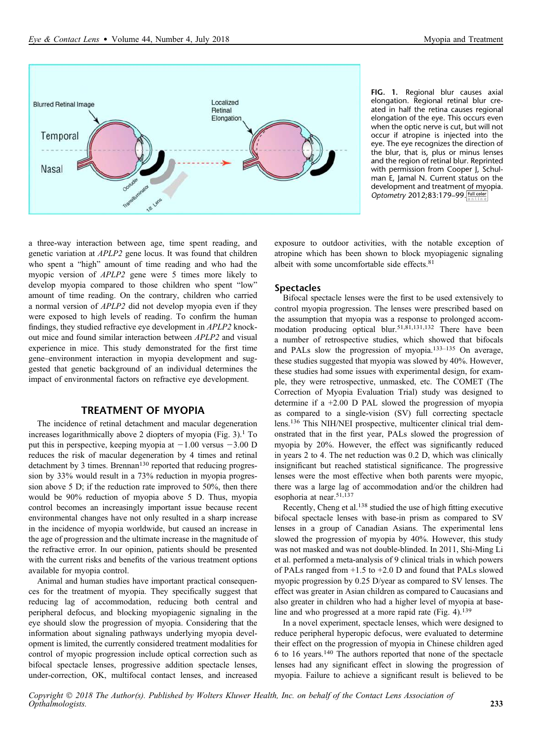FIG. 1. Regional blur causes axial elongation. Regional retinal blur created in half the retina causes regional elongation of the eye. This occurs even when the optic nerve is cut, but will not occur if atropine is injected into the eye. The eye recognizes the direction of the blur, that is, plus or minus lenses and the region of retinal blur. Reprinted with permission from Cooper J, Schulman E, Jamal N. Current status on the development and treatment of myopia. *Optometry* 2012;83:179–99.

a three-way interaction between age, time spent reading, and genetic variation at *APLP2* gene locus. It was found that children who spent a "high" amount of time reading and who had the myopic version of *APLP2* gene were 5 times more likely to develop myopia compared to those children who spent "low" amount of time reading. On the contrary, children who carried a normal version of *APLP2* did not develop myopia even if they were exposed to high levels of reading. To confirm the human findings, they studied refractive eye development in *APLP2* knockout mice and found similar interaction between *APLP2* and visual experience in mice. This study demonstrated for the first time gene–environment interaction in myopia development and suggested that genetic background of an individual determines the impact of environmental factors on refractive eye development.

## TREATMENT OF MYOPIA

The incidence of retinal detachment and macular degeneration increases logarithmically above 2 diopters of myopia (Fig. 3).[1] To put this in perspective, keeping myopia at −1.00 versus −3.00 D reduces the risk of macular degeneration by 4 times and retinal detachment by 3 times. Brennan[130] reported that reducing progression by 33% would result in a 73% reduction in myopia progression above 5 D; if the reduction rate improved to 50%, then there would be 90% reduction of myopia above 5 D. Thus, myopia control becomes an increasingly important issue because recent environmental changes have not only resulted in a sharp increase in the incidence of myopia worldwide, but caused an increase in the age of progression and the ultimate increase in the magnitude of the refractive error. In our opinion, patients should be presented with the current risks and benefits of the various treatment options available for myopia control.

Animal and human studies have important practical consequences for the treatment of myopia. They specifically suggest that reducing lag of accommodation, reducing both central and peripheral defocus, and blocking myopiagenic signaling in the eye should slow the progression of myopia. Considering that the information about signaling pathways underlying myopia development is limited, the currently considered treatment modalities for control of myopic progression include optical correction such as bifocal spectacle lenses, progressive addition spectacle lenses, under-correction, OK, multifocal contact lenses, and increased exposure to outdoor activities, with the notable exception of atropine which has been shown to block myopiagenic signaling albeit with some uncomfortable side effects.[81]

### Spectacles

Bifocal spectacle lenses were the first to be used extensively to control myopia progression. The lenses were prescribed based on the assumption that myopia was a response to prolonged accommodation producing optical blur.[51,81,131,132] There have been a number of retrospective studies, which showed that bifocals and PALs slow the progression of myopia.[133–135] On average, these studies suggested that myopia was slowed by 40%. However, these studies had some issues with experimental design, for example, they were retrospective, unmasked, etc. The COMET (The Correction of Myopia Evaluation Trial) study was designed to determine if a +2.00 D PAL slowed the progression of myopia as compared to a single-vision (SV) full correcting spectacle lens.[136] This NIH/NEI prospective, multicenter clinical trial demonstrated that in the first year, PALs slowed the progression of myopia by 20%. However, the effect was significantly reduced in years 2 to 4. The net reduction was 0.2 D, which was clinically insignificant but reached statistical significance. The progressive lenses were the most effective when both parents were myopic, there was a large lag of accommodation and/or the children had esophoria at near.[51,137]

Recently, Cheng et al.[138] studied the use of high fitting executive bifocal spectacle lenses with base-in prism as compared to SV lenses in a group of Canadian Asians. The experimental lens slowed the progression of myopia by 40%. However, this study was not masked and was not double-blinded. In 2011, Shi-Ming Li et al. performed a meta-analysis of 9 clinical trials in which powers of PALs ranged from +1.5 to +2.0 D and found that PALs slowed myopic progression by 0.25 D/year as compared to SV lenses. The effect was greater in Asian children as compared to Caucasians and also greater in children who had a higher level of myopia at baseline and who progressed at a more rapid rate (Fig. 4).[139]

In a novel experiment, spectacle lenses, which were designed to reduce peripheral hyperopic defocus, were evaluated to determine their effect on the progression of myopia in Chinese children aged 6 to 16 years.[140] The authors reported that none of the spectacle lenses had any significant effect in slowing the progression of myopia. Failure to achieve a significant result is believed to be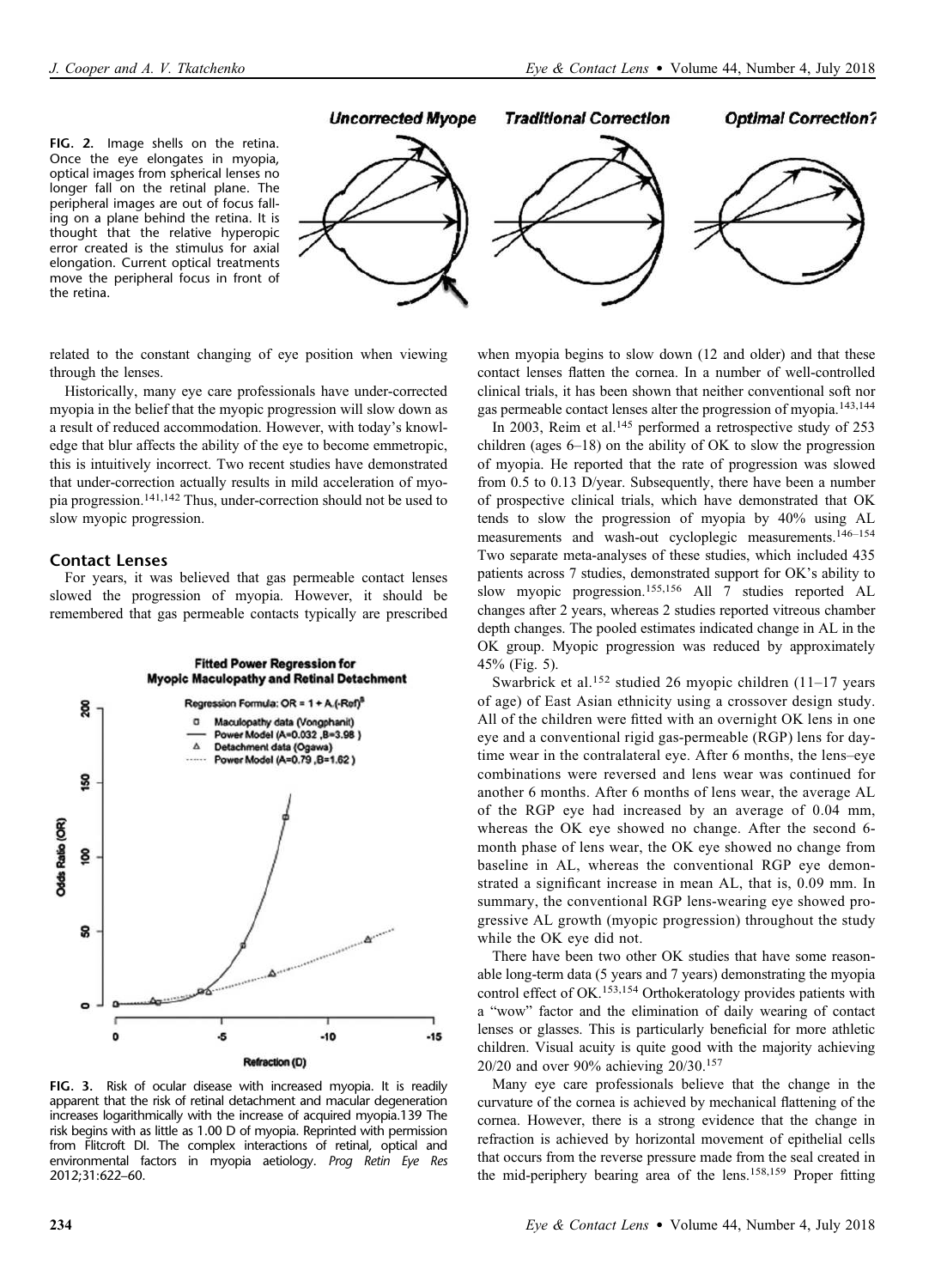FIG. 2. Image shells on the retina. Once the eye elongates in myopia, optical images from spherical lenses no longer fall on the retinal plane. The peripheral images are out of focus falling on a plane behind the retina. It is thought that the relative hyperopic error created is the stimulus for axial elongation. Current optical treatments move the peripheral focus in front of the retina.

related to the constant changing of eye position when viewing through the lenses.

Historically, many eye care professionals have under-corrected myopia in the belief that the myopic progression will slow down as a result of reduced accommodation. However, with today's knowledge that blur affects the ability of the eye to become emmetropic, this is intuitively incorrect. Two recent studies have demonstrated that under-correction actually results in mild acceleration of myopia progression.[141,142] Thus, under-correction should not be used to slow myopic progression.

### Contact Lenses

For years, it was believed that gas permeable contact lenses slowed the progression of myopia. However, it should be remembered that gas permeable contacts typically are prescribed when myopia begins to slow down (12 and older) and that these contact lenses flatten the cornea. In a number of well-controlled clinical trials, it has been shown that neither conventional soft nor gas permeable contact lenses alter the progression of myopia.[143,144]

In 2003, Reim et al.[145] performed a retrospective study of 253 children (ages 6–18) on the ability of OK to slow the progression of myopia. He reported that the rate of progression was slowed from 0.5 to 0.13 D/year. Subsequently, there have been a number of prospective clinical trials, which have demonstrated that OK tends to slow the progression of myopia by 40% using AL measurements and wash-out cycloplegic measurements.[146–154] Two separate meta-analyses of these studies, which included 435 patients across 7 studies, demonstrated support for OK's ability to slow myopic progression.[155,156] All 7 studies reported AL changes after 2 years, whereas 2 studies reported vitreous chamber depth changes. The pooled estimates indicated change in AL in the OK group. Myopic progression was reduced by approximately 45% (Fig. 5).

Swarbrick et al.[152] studied 26 myopic children (11–17 years of age) of East Asian ethnicity using a crossover design study. All of the children were fitted with an overnight OK lens in one eye and a conventional rigid gas-permeable (RGP) lens for daytime wear in the contralateral eye. After 6 months, the lens–eye combinations were reversed and lens wear was continued for another 6 months. After 6 months of lens wear, the average AL of the RGP eye had increased by an average of 0.04 mm, whereas the OK eye showed no change. After the second 6-month phase of lens wear, the OK eye showed no change from baseline in AL, whereas the conventional RGP eye demonstrated a significant increase in mean AL, that is, 0.09 mm. In summary, the conventional RGP lens-wearing eye showed progressive AL growth (myopic progression) throughout the study while the OK eye did not.

There have been two other OK studies that have some reasonable long-term data (5 years and 7 years) demonstrating the myopia control effect of OK.[153,154] Orthokeratology provides patients with a "wow" factor and the elimination of daily wearing of contact lenses or glasses. This is particularly beneficial for more athletic children. Visual acuity is quite good with the majority achieving 20/20 and over 90% achieving 20/30.[157]

Many eye care professionals believe that the change in the curvature of the cornea is achieved by mechanical flattening of the cornea. However, there is a strong evidence that the change in refraction is achieved by horizontal movement of epithelial cells that occurs from the reverse pressure made from the seal created in the mid-periphery bearing area of the lens.[158,159] Proper fitting

FIG. 3. Risk of ocular disease with increased myopia. It is readily apparent that the risk of retinal detachment and macular degeneration increases logarithmically with the increase of acquired myopia.139 The risk begins with as little as 1.00 D of myopia. Reprinted with permission from Flitcroft DI. The complex interactions of retinal, optical and environmental factors in myopia aetiology. *Prog Retin Eye Res* 2012;31:622–60.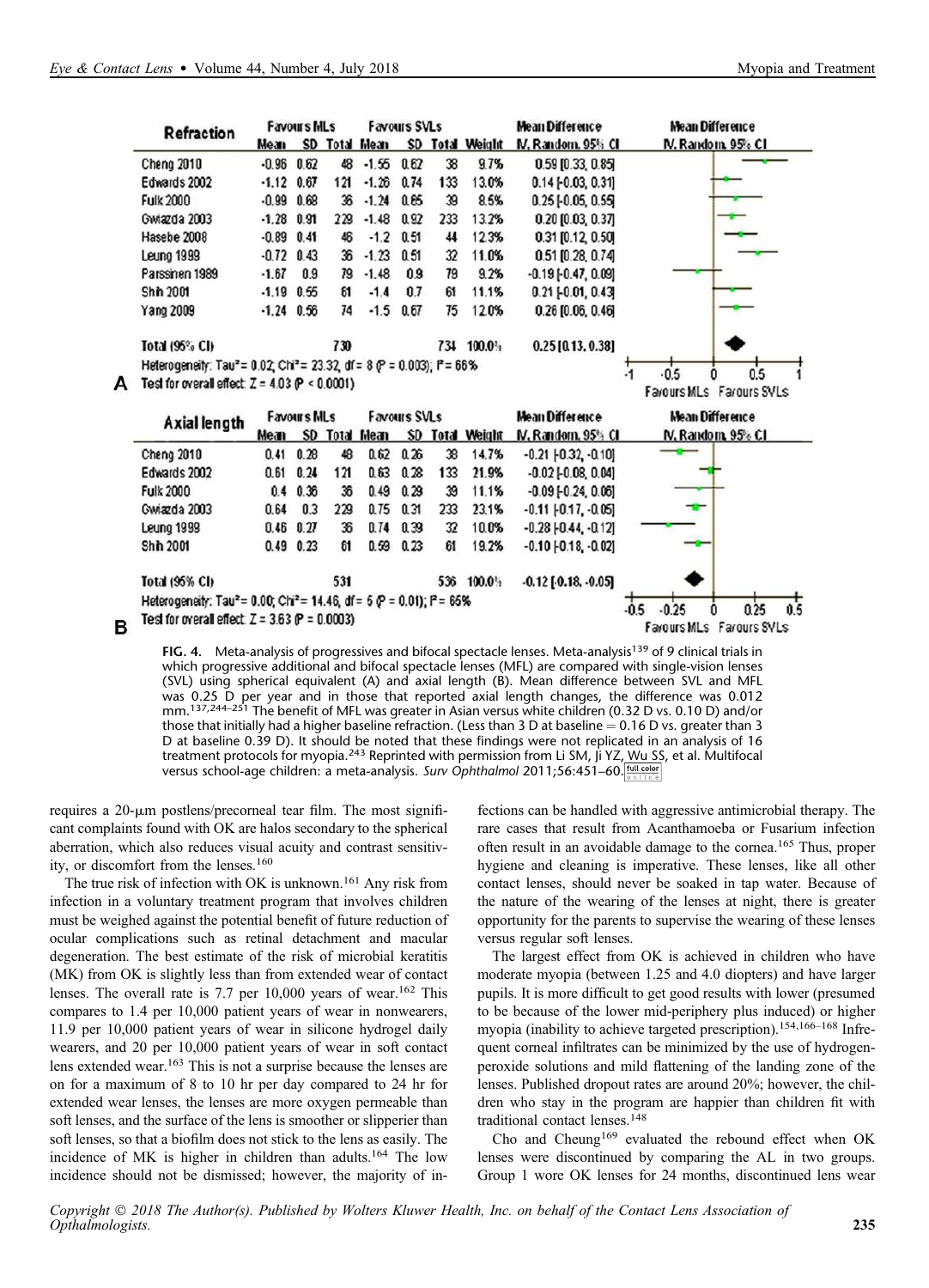**A**

| Refraction | Favours MLs | | | Favours SVLs | | | | Mean Difference |
|---|---|---|---|---|---|---|---|---|
| Study | Mean | SD | Total | Mean | SD | Total | Weight | IV, Random, 95% CI |
| Cheng 2010 | -0.96 | 0.62 | 48 | -1.55 | 0.62 | 38 | 9.7% | 0.59 [0.33, 0.85] |
| Edwards 2002 | -1.12 | 0.67 | 121 | -1.26 | 0.74 | 133 | 13.0% | 0.14 [-0.03, 0.31] |
| Fulk 2000 | -0.99 | 0.68 | 36 | -1.24 | 0.65 | 39 | 8.5% | 0.25 [-0.05, 0.55] |
| Gwiazda 2003 | -1.28 | 0.91 | 229 | -1.48 | 0.92 | 233 | 13.2% | 0.20 [0.03, 0.37] |
| Hasebe 2008 | -0.89 | 0.41 | 46 | -1.2 | 0.51 | 44 | 12.3% | 0.31 [0.12, 0.50] |
| Leung 1999 | -0.72 | 0.43 | 36 | -1.23 | 0.51 | 32 | 11.0% | 0.51 [0.28, 0.74] |
| Parssinen 1989 | -1.67 | 0.9 | 79 | -1.48 | 0.9 | 79 | 9.2% | -0.19 [-0.47, 0.09] |
| Shih 2001 | -1.19 | 0.55 | 61 | -1.4 | 0.7 | 61 | 11.1% | 0.21 [-0.01, 0.43] |
| Yang 2009 | -1.24 | 0.56 | 74 | -1.5 | 0.67 | 75 | 12.0% | 0.26 [0.06, 0.46] |
| Total (95% CI) | | | 730 | | | 734 | 100.0% | 0.25 [0.13, 0.38] |

Heterogeneity: $Tau^2 = 0.02$; $Chi^2 = 23.32$, $df = 8$ ($P = 0.003$); $I^2 = 66\%$
Test for overall effect: $Z = 4.03$ ($P < 0.0001$)

Mean Difference IV, Random, 95% CI — Favours MLs / Favours SVLs

**B**

| Axial length | Favours MLs | | | Favours SVLs | | | | Mean Difference |
|---|---|---|---|---|---|---|---|---|
| Study | Mean | SD | Total | Mean | SD | Total | Weight | IV, Random, 95% CI |
| Cheng 2010 | 0.41 | 0.28 | 48 | 0.62 | 0.26 | 38 | 14.7% | -0.21 [-0.32, -0.10] |
| Edwards 2002 | 0.61 | 0.24 | 121 | 0.63 | 0.28 | 133 | 21.9% | -0.02 [-0.08, 0.04] |
| Fulk 2000 | 0.4 | 0.36 | 36 | 0.49 | 0.29 | 39 | 11.1% | -0.09 [-0.24, 0.06] |
| Gwiazda 2003 | 0.64 | 0.3 | 229 | 0.75 | 0.31 | 233 | 23.1% | -0.11 [-0.17, -0.05] |
| Leung 1999 | 0.46 | 0.27 | 36 | 0.74 | 0.39 | 32 | 10.0% | -0.28 [-0.44, -0.12] |
| Shih 2001 | 0.49 | 0.23 | 61 | 0.59 | 0.23 | 61 | 19.2% | -0.10 [-0.18, -0.02] |
| Total (95% CI) | | | 531 | | | 536 | 100.0% | -0.12 [-0.18, -0.05] |

Heterogeneity: $Tau^2 = 0.00$; $Chi^2 = 14.46$, $df = 5$ ($P = 0.01$); $I^2 = 65\%$
Test for overall effect: $Z = 3.63$ ($P = 0.0003$)

Mean Difference IV, Random, 95% CI — Favours MLs / Favours SVLs

**FIG. 4.** Meta-analysis of progressives and bifocal spectacle lenses. Meta-analysis[139] of 9 clinical trials in which progressive additional and bifocal spectacle lenses (MFL) are compared with single-vision lenses (SVL) using spherical equivalent (A) and axial length (B). Mean difference between SVL and MFL was 0.25 D per year and in those that reported axial length changes, the difference was 0.012 mm.[137,244–251] The benefit of MFL was greater in Asian versus white children (0.32 D vs. 0.10 D) and/or those that initially had a higher baseline refraction. (Less than 3 D at baseline = 0.16 D vs. greater than 3 D at baseline 0.39 D). It should be noted that these findings were not replicated in an analysis of 16 treatment protocols for myopia.[243] Reprinted with permission from Li SM, Ji YZ, Wu SS, et al. Multifocal versus school-age children: a meta-analysis. *Surv Ophthalmol* 2011;56:451–60.

requires a 20-μm postlens/precorneal tear film. The most significant complaints found with OK are halos secondary to the spherical aberration, which also reduces visual acuity and contrast sensitivity, or discomfort from the lenses.[160]

The true risk of infection with OK is unknown.[161] Any risk from infection in a voluntary treatment program that involves children must be weighed against the potential benefit of future reduction of ocular complications such as retinal detachment and macular degeneration. The best estimate of the risk of microbial keratitis (MK) from OK is slightly less than from extended wear of contact lenses. The overall rate is 7.7 per 10,000 years of wear.[162] This compares to 1.4 per 10,000 patient years of wear in nonwearers, 11.9 per 10,000 patient years of wear in silicone hydrogel daily wearers, and 20 per 10,000 patient years of wear in soft contact lens extended wear.[163] This is not a surprise because the lenses are on for a maximum of 8 to 10 hr per day compared to 24 hr for extended wear lenses, the lenses are more oxygen permeable than soft lenses, and the surface of the lens is smoother or slipperier than soft lenses, so that a biofilm does not stick to the lenses as easily. The incidence of MK is higher in children than adults.[164] The low incidence should not be dismissed; however, the majority of infections can be handled with aggressive antimicrobial therapy. The rare cases that result from Acanthamoeba or Fusarium infection often result in an avoidable damage to the cornea.[165] Thus, proper hygiene and cleaning is imperative. These lenses, like all other contact lenses, should never be soaked in tap water. Because of the nature of the wearing of the lenses at night, there is greater opportunity for the parents to supervise the wearing of these lenses versus regular soft lenses.

The largest effect from OK is achieved in children who have moderate myopia (between 1.25 and 4.0 diopters) and have larger pupils. It is more difficult to get good results with lower (presumed to be because of the lower mid-periphery plus induced) or higher myopia (inability to achieve targeted prescription).[154,166–168] Infrequent corneal infiltrates can be minimized by the use of hydrogen-peroxide solutions and mild flattening of the landing zone of the lenses. Published dropout rates are around 20%; however, the children who stay in the program are happier than children fit with traditional contact lenses.[148]

Cho and Cheung[169] evaluated the rebound effect when OK lenses were discontinued by comparing the AL in two groups. Group 1 wore OK lenses for 24 months, discontinued lens wear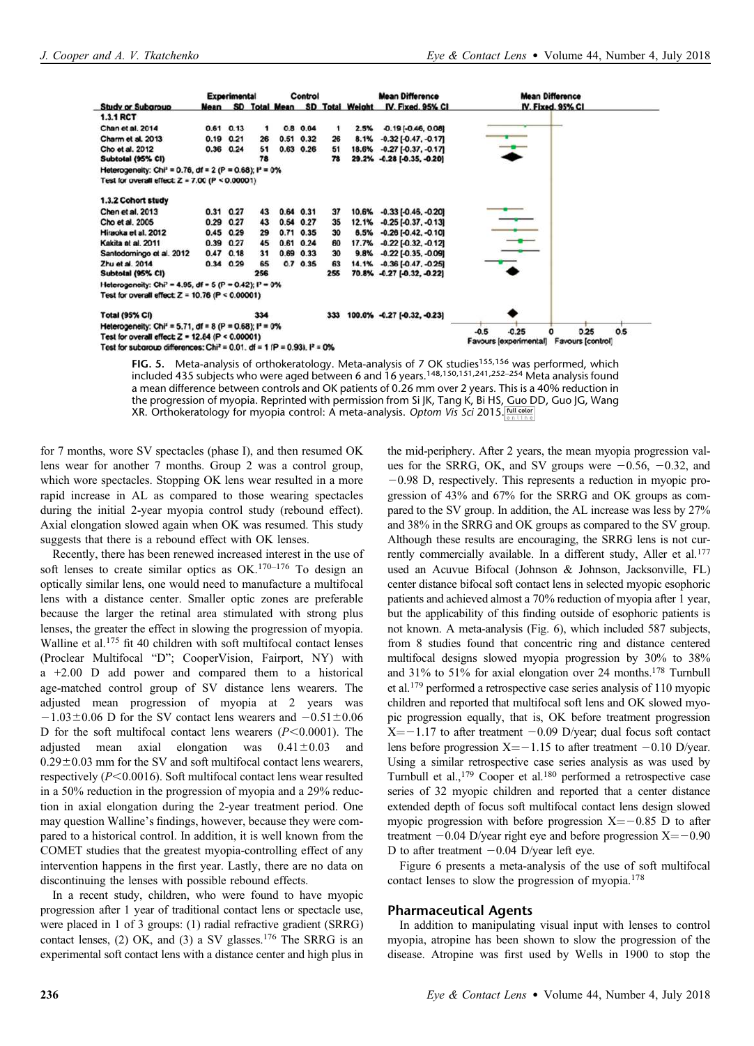| Study or Subgroup | Experimental Mean | Experimental SD | Experimental Total | Control Mean | Control SD | Control Total | Weight | Mean Difference IV, Fixed, 95% CI |
|---|---|---|---|---|---|---|---|---|
| **1.3.1 RCT** | | | | | | | | |
| Chan et al. 2014 | 0.61 | 0.13 | 1 | 0.8 | 0.04 | 1 | 2.5% | -0.19 [-0.46, 0.08] |
| Charm et al. 2013 | 0.19 | 0.21 | 26 | 0.51 | 0.32 | 26 | 8.1% | -0.32 [-0.47, -0.17] |
| Cho et al. 2012 | 0.36 | 0.24 | 51 | 0.63 | 0.26 | 51 | 18.6% | -0.27 [-0.37, -0.17] |
| Subtotal (95% CI) | | | 78 | | | 78 | 29.2% | -0.28 [-0.35, -0.20] |
| Heterogeneity: $Chi^2 = 0.76$, df = 2 (P = 0.68); $I^2 = 0\%$ | | | | | | | | |
| Test for overall effect: Z = 7.00 (P < 0.00001) | | | | | | | | |
| **1.3.2 Cohort study** | | | | | | | | |
| Chen et al. 2013 | 0.31 | 0.27 | 43 | 0.64 | 0.31 | 37 | 10.6% | -0.33 [-0.46, -0.20] |
| Cho et al. 2005 | 0.29 | 0.27 | 43 | 0.54 | 0.27 | 35 | 12.1% | -0.25 [-0.37, -0.13] |
| Hiraoka et al. 2012 | 0.45 | 0.29 | 29 | 0.71 | 0.35 | 30 | 6.5% | -0.26 [-0.42, -0.10] |
| Kakita et al. 2011 | 0.39 | 0.27 | 45 | 0.61 | 0.24 | 60 | 17.7% | -0.22 [-0.32, -0.12] |
| Santodomingo et al. 2012 | 0.47 | 0.18 | 31 | 0.69 | 0.33 | 30 | 9.8% | -0.22 [-0.35, -0.09] |
| Zhu et al. 2014 | 0.34 | 0.29 | 65 | 0.7 | 0.35 | 63 | 14.1% | -0.36 [-0.47, -0.25] |
| Subtotal (95% CI) | | | 256 | | | 255 | 70.8% | -0.27 [-0.32, -0.22] |
| Heterogeneity: $Chi^2 = 4.95$, df = 5 (P = 0.42); $I^2 = 0\%$ | | | | | | | | |
| Test for overall effect: Z = 10.76 (P < 0.00001) | | | | | | | | |
| **Total (95% CI)** | | | 334 | | | 333 | 100.0% | -0.27 [-0.32, -0.23] |
| Heterogeneity: $Chi^2 = 5.71$, df = 8 (P = 0.68); $I^2 = 0\%$ | | | | | | | | |
| Test for overall effect: Z = 12.64 (P < 0.00001) | | | | | | | | |
| Test for subgroup differences: $Chi^2 = 0.01$, df = 1 (P = 0.93), $I^2 = 0\%$ | | | | | | | | |

Favours [experimental] — Favours [control]

**FIG. 5.** Meta-analysis of orthokeratology. Meta-analysis of 7 OK studies[155,156] was performed, which included 435 subjects who were aged between 6 and 16 years.[148,150,151,241,252–254] Meta analysis found a mean difference between controls and OK patients of 0.26 mm over 2 years. This is a 40% reduction in the progression of myopia. Reprinted with permission from Si JK, Tang K, Bi HS, Guo DD, Guo JG, Wang XR. Orthokeratology for myopia control: A meta-analysis. *Optom Vis Sci* 2015.

for 7 months, wore SV spectacles (phase I), and then resumed OK lens wear for another 7 months. Group 2 was a control group, which wore spectacles. Stopping OK lens wear resulted in a more rapid increase in AL as compared to those wearing spectacles during the initial 2-year myopia control study (rebound effect). Axial elongation slowed again when OK was resumed. This study suggests that there is a rebound effect with OK lenses.

Recently, there has been renewed increased interest in the use of soft lenses to create similar optics as OK.[170–176] To design an optically similar lens, one would need to manufacture a multifocal lens with a distance center. Smaller optic zones are preferable because the larger the retinal area stimulated with strong plus lenses, the greater the effect in slowing the progression of myopia. Walline et al.[175] fit 40 children with soft multifocal contact lenses (Proclear Multifocal "D"; CooperVision, Fairport, NY) with a +2.00 D add power and compared them to a historical age-matched control group of SV distance lens wearers. The adjusted mean progression of myopia at 2 years was $-1.03\pm0.06$ D for the SV contact lens wearers and $-0.51\pm0.06$ D for the soft multifocal contact lens wearers ($P<0.0001$). The adjusted mean axial elongation was $0.41\pm0.03$ and $0.29\pm0.03$ mm for the SV and soft multifocal contact lens wearers, respectively ($P<0.0016$). Soft multifocal contact lens wear resulted in a 50% reduction in the progression of myopia and a 29% reduction in axial elongation during the 2-year treatment period. One may question Walline's findings, however, because they were compared to a historical control. In addition, it is well known from the COMET studies that the greatest myopia-controlling effect of any intervention happens in the first year. Lastly, there are no data on discontinuing the lenses with possible rebound effects.

In a recent study, children, who were found to have myopic progression after 1 year of traditional contact lens or spectacle use, were placed in 1 of 3 groups: (1) radial refractive gradient (SRRG) contact lenses, (2) OK, and (3) a SV glasses.[176] The SRRG is an experimental soft contact lens with a distance center and high plus in the mid-periphery. After 2 years, the mean myopia progression values for the SRRG, OK, and SV groups were −0.56, −0.32, and −0.98 D, respectively. This represents a reduction in myopic progression of 43% and 67% for the SRRG and OK groups as compared to the SV group. In addition, the AL increase was less by 27% and 38% in the SRRG and OK groups as compared to the SV group. Although these results are encouraging, the SRRG lens is not currently commercially available. In a different study, Aller et al.[177] used an Acuvue Bifocal (Johnson & Johnson, Jacksonville, FL) center distance bifocal soft contact lens in selected myopic esophoric patients and achieved almost a 70% reduction of myopia after 1 year, but the applicability of this finding outside of esophoric patients is not known. A meta-analysis (Fig. 6), which included 587 subjects, from 8 studies found that concentric ring and distance centered multifocal designs slowed myopia progression by 30% to 38% and 31% to 51% for axial elongation over 24 months.[178] Turnbull et al.[179] performed a retrospective case series analysis of 110 myopic children and reported that multifocal soft lens and OK slowed myopic progression equally, that is, OK before treatment progression $X=-1.17$ to after treatment −0.09 D/year; dual focus soft contact lens before progression $X=-1.15$ to after treatment −0.10 D/year. Using a similar retrospective case series analysis as was used by Turnbull et al.,[179] Cooper et al.[180] performed a retrospective case series of 32 myopic children and reported that a center distance extended depth of focus soft multifocal contact lens design slowed myopic progression with before progression $X=-0.85$ D to after treatment −0.04 D/year right eye and before progression $X=-0.90$ D to after treatment −0.04 D/year left eye.

Figure 6 presents a meta-analysis of the use of soft multifocal contact lenses to slow the progression of myopia.[178]

## Pharmaceutical Agents

In addition to manipulating visual input with lenses to control myopia, atropine has been shown to slow the progression of the disease. Atropine was first used by Wells in 1900 to stop the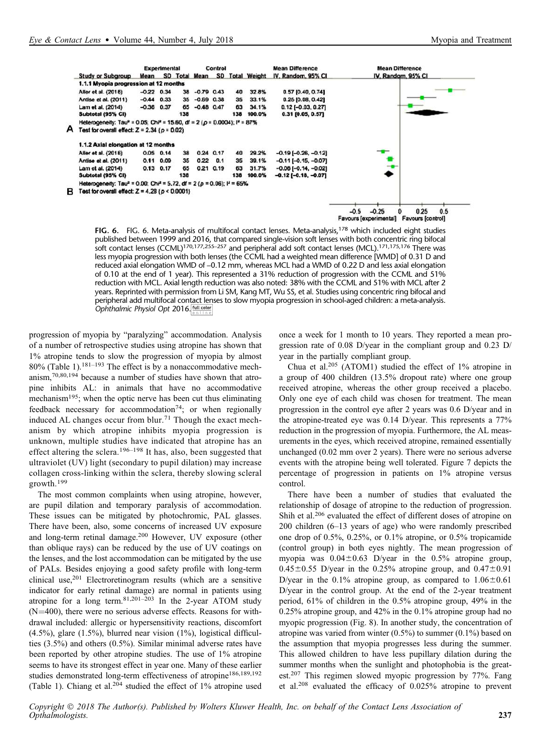| Study or Subgroup | Experimental Mean | Experimental SD | Experimental Total | Control Mean | Control SD | Control Total | Weight | Mean Difference IV, Random, 95% CI |
|---|---|---|---|---|---|---|---|---|
| **1.1.1 Myopia progression at 12 months** | | | | | | | | |
| Aller et al. (2016) | −0.22 | 0.34 | 38 | −0.79 | 0.43 | 40 | 32.8% | 0.57 [0.40, 0.74] |
| Anstice et al. (2011) | −0.44 | 0.33 | 35 | −0.69 | 0.38 | 35 | 33.1% | 0.25 [0.08, 0.42] |
| Lam et al. (2014) | −0.36 | 0.37 | 65 | −0.48 | 0.47 | 63 | 34.1% | 0.12 [−0.03, 0.27] |
| **Subtotal (95% CI)** | | | 138 | | | 138 | 100.0% | **0.31 [0.05, 0.57]** |
| Heterogeneity: $Tau^2 = 0.05$; $Chi^2 = 15.60$, $df = 2$ ($p = 0.0004$); $I^2 = 87\%$ | | | | | | | | |
| Test for overall effect: $Z = 2.34$ ($p = 0.02$) | | | | | | | | |
| **1.1.2 Axial elongation at 12 months** | | | | | | | | |
| Aller et al. (2016) | 0.05 | 0.14 | 38 | 0.24 | 0.17 | 40 | 29.2% | −0.19 [−0.26, −0.12] |
| Anstice et al. (2011) | 0.11 | 0.09 | 35 | 0.22 | 0.1 | 35 | 39.1% | −0.11 [−0.15, −0.07] |
| Lam et al. (2014) | 0.13 | 0.17 | 65 | 0.21 | 0.19 | 63 | 31.7% | −0.08 [−0.14, −0.02] |
| **Subtotal (95% CI)** | | | 138 | | | 138 | 100.0% | **−0.12 [−0.18, −0.07]** |
| Heterogeneity: $Tau^2 = 0.00$; $Chi^2 = 5.72$, $df = 2$ ($p = 0.06$); $I^2 = 65\%$ | | | | | | | | |
| Test for overall effect: $Z = 4.28$ ($p < 0.0001$) | | | | | | | | |

Favours [experimental] Favours [control]

FIG. 6. FIG. 6. Meta-analysis of multifocal contact lenses. Meta-analysis,[178] which included eight studies published between 1999 and 2016, that compared single-vision soft lenses with both concentric ring bifocal soft contact lenses (CCML)[170,177,255–257] and peripheral add soft contact lenses (MCL).[171,175,176] There was less myopia progression with both lenses (the CCML had a weighted mean difference [WMD] of 0.31 D and reduced axial elongation WMD of −0.12 mm, whereas MCL had a WMD of 0.22 D and less axial elongation of 0.10 at the end of 1 year). This represented a 31% reduction of progression with the CCML and 51% reduction with MCL. Axial length reduction was also noted: 38% with the CCML and 51% with MCL after 2 years. Reprinted with permission from Li SM, Kang MT, Wu SS, et al. Studies using concentric ring bifocal and peripheral add multifocal contact lenses to slow myopia progression in school-aged children: a meta-analysis. *Ophthalmic Physiol Opt* 2016.

progression of myopia by "paralyzing" accommodation. Analysis of a number of retrospective studies using atropine has shown that 1% atropine tends to slow the progression of myopia by almost 80% (Table 1).[181–193] The effect is by a nonaccommodative mechanism,[70,80,194] because a number of studies have shown that atropine inhibits AL: in animals that have no accommodative mechanism[195]; when the optic nerve has been cut thus eliminating feedback necessary for accommodation[74]; or when regionally induced AL changes occur from blur.[71] Though the exact mechanism by which atropine inhibits myopia progression is unknown, multiple studies have indicated that atropine has an effect altering the sclera.[196–198] It has, also, been suggested that ultraviolet (UV) light (secondary to pupil dilation) may increase collagen cross-linking within the sclera, thereby slowing scleral growth.[199]

The most common complaints when using atropine, however, are pupil dilation and temporary paralysis of accommodation. These issues can be mitigated by photochromic, PAL glasses. There have been, also, some concerns of increased UV exposure and long-term retinal damage.[200] However, UV exposure (other than oblique rays) can be reduced by the use of UV coatings on the lenses, and the lost accommodation can be mitigated by the use of PALs. Besides enjoying a good safety profile with long-term clinical use,[201] Electroretinogram results (which are a sensitive indicator for early retinal damage) are normal in patients using atropine for a long term.[81,201–203] In the 2-year ATOM study (N=400), there were no serious adverse effects. Reasons for withdrawal included: allergic or hypersensitivity reactions, discomfort (4.5%), glare (1.5%), blurred near vision (1%), logistical difficulties (3.5%) and others (0.5%). Similar minimal adverse rates have been reported by other atropine studies. The use of 1% atropine seems to have its strongest effect in year one. Many of these earlier studies demonstrated long-term effectiveness of atropine[186,189,192] (Table 1). Chiang et al.[204] studied the effect of 1% atropine used once a week for 1 month to 10 years. They reported a mean progression rate of 0.08 D/year in the compliant group and 0.23 D/year in the partially compliant group.

Chua et al.[205] (ATOM1) studied the effect of 1% atropine in a group of 400 children (13.5% dropout rate) where one group received atropine, whereas the other group received a placebo. Only one eye of each child was chosen for treatment. The mean progression in the control eye after 2 years was 0.6 D/year and in the atropine-treated eye was 0.14 D/year. This represents a 77% reduction in the progression of myopia. Furthermore, the AL measurements in the eyes, which received atropine, remained essentially unchanged (0.02 mm over 2 years). There were no serious adverse events with the atropine being well tolerated. Figure 7 depicts the percentage of progression in patients on 1% atropine versus control.

There have been a number of studies that evaluated the relationship of dosage of atropine to the reduction of progression. Shih et al.[206] evaluated the effect of different doses of atropine on 200 children (6–13 years of age) who were randomly prescribed one drop of 0.5%, 0.25%, or 0.1% atropine, or 0.5% tropicamide (control group) in both eyes nightly. The mean progression of myopia was $0.04 \pm 0.63$ D/year in the 0.5% atropine group, $0.45 \pm 0.55$ D/year in the 0.25% atropine group, and $0.47 \pm 0.91$ D/year in the 0.1% atropine group, as compared to $1.06 \pm 0.61$ D/year in the control group. At the end of the 2-year treatment period, 61% of children in the 0.5% atropine group, 49% in the 0.25% atropine group, and 42% in the 0.1% atropine group had no myopic progression (Fig. 8). In another study, the concentration of atropine was varied from winter (0.5%) to summer (0.1%) based on the assumption that myopia progresses less during the summer. This allowed children to have less pupillary dilation during the summer months when the sunlight and photophobia is the greatest.[207] This regimen slowed myopic progression by 77%. Fang et al.[208] evaluated the efficacy of 0.025% atropine to prevent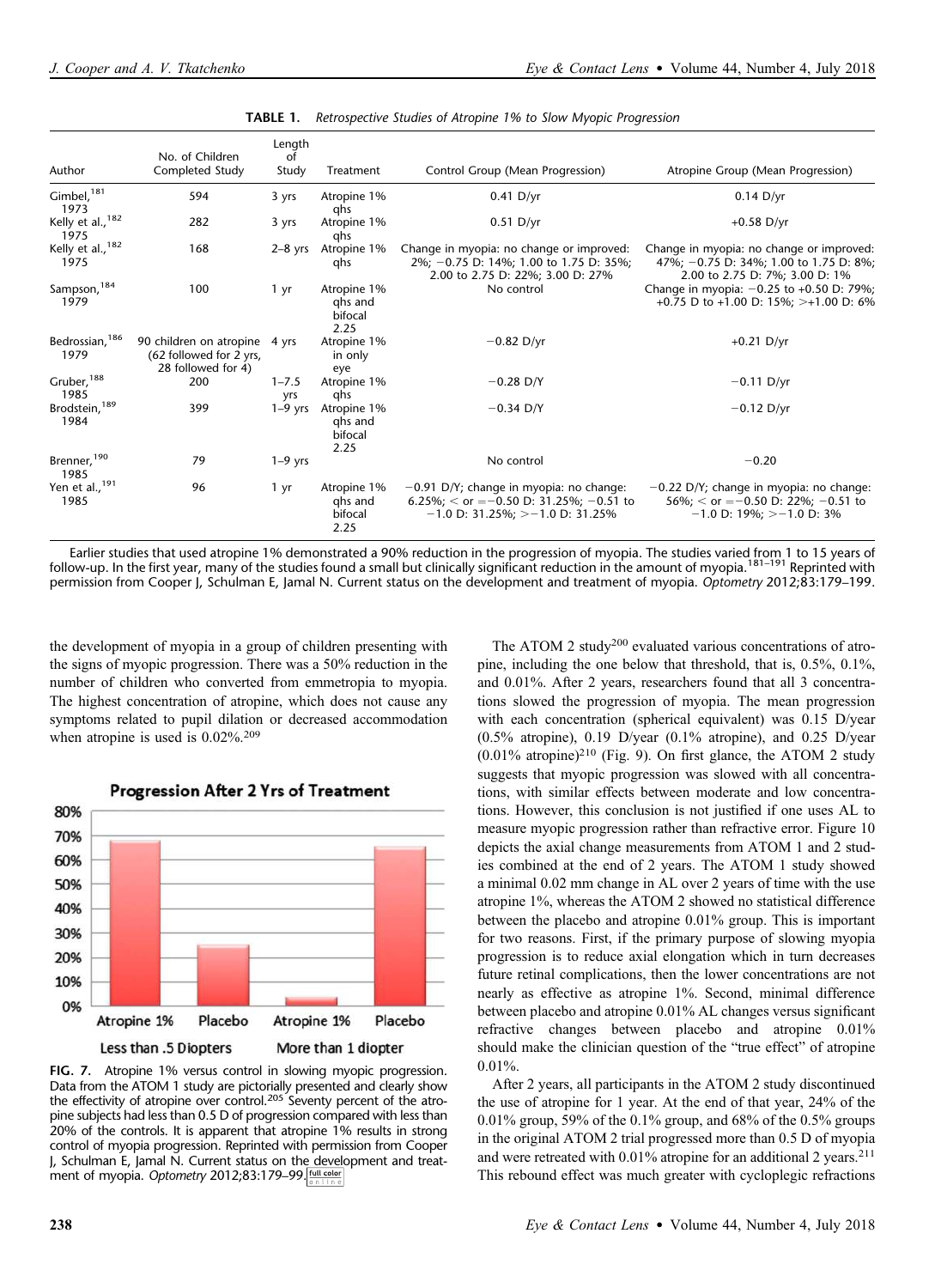**TABLE 1.** *Retrospective Studies of Atropine 1% to Slow Myopic Progression*

| Author | No. of Children Completed Study | Length of Study | Treatment | Control Group (Mean Progression) | Atropine Group (Mean Progression) |
|---|---|---|---|---|---|
| Gimbel,[181] 1973 | 594 | 3 yrs | Atropine 1% qhs | 0.41 D/yr | 0.14 D/yr |
| Kelly et al.,[182] 1975 | 282 | 3 yrs | Atropine 1% qhs | 0.51 D/yr | +0.58 D/yr |
| Kelly et al.,[182] 1975 | 168 | 2–8 yrs | Atropine 1% qhs | Change in myopia: no change or improved: 2%; −0.75 D: 14%; 1.00 to 1.75 D: 35%; 2.00 to 2.75 D: 22%; 3.00 D: 27% | Change in myopia: no change or improved: 47%; −0.75 D: 34%; 1.00 to 1.75 D: 8%; 2.00 to 2.75 D: 7%; 3.00 D: 1% |
| Sampson,[184] 1979 | 100 | 1 yr | Atropine 1% qhs and bifocal 2.25 | No control | Change in myopia: −0.25 to +0.50 D: 79%; +0.75 D to +1.00 D: 15%; >+1.00 D: 6% |
| Bedrossian,[186] 1979 | 90 children on atropine (62 followed for 2 yrs, 28 followed for 4) | 4 yrs | Atropine 1% in only eye | −0.82 D/yr | +0.21 D/yr |
| Gruber,[188] 1985 | 200 | 1–7.5 yrs | Atropine 1% qhs | −0.28 D/Y | −0.11 D/yr |
| Brodstein,[189] 1984 | 399 | 1–9 yrs | Atropine 1% qhs and bifocal 2.25 | −0.34 D/Y | −0.12 D/yr |
| Brenner,[190] 1985 | 79 | 1–9 yrs | | No control | −0.20 |
| Yen et al.,[191] 1985 | 96 | 1 yr | Atropine 1% qhs and bifocal 2.25 | −0.91 D/Y; change in myopia: no change: 6.25%; < or =−0.50 D: 31.25%; −0.51 to −1.0 D: 31.25%; >−1.0 D: 31.25% | −0.22 D/Y; change in myopia: no change: 56%; < or =−0.50 D: 22%; −0.51 to −1.0 D: 19%; >−1.0 D: 3% |

Earlier studies that used atropine 1% demonstrated a 90% reduction in the progression of myopia. The studies varied from 1 to 15 years of follow-up. In the first year, many of the studies found a small but clinically significant reduction in the amount of myopia.[181–191] Reprinted with permission from Cooper J, Schulman E, Jamal N. Current status on the development and treatment of myopia. *Optometry* 2012;83:179–199.

the development of myopia in a group of children presenting with the signs of myopic progression. There was a 50% reduction in the number of children who converted from emmetropia to myopia. The highest concentration of atropine, which does not cause any symptoms related to pupil dilation or decreased accommodation when atropine is used is 0.02%.[209]

**FIG. 7.** Atropine 1% versus control in slowing myopic progression. Data from the ATOM 1 study are pictorially presented and clearly show the effectivity of atropine over control.[205] Seventy percent of the atropine subjects had less than 0.5 D of progression compared with less than 20% of the controls. It is apparent that atropine 1% results in strong control of myopia progression. Reprinted with permission from Cooper J, Schulman E, Jamal N. Current status on the development and treatment of myopia. *Optometry* 2012;83:179–99.

The ATOM 2 study[200] evaluated various concentrations of atropine, including the one below that threshold, that is, 0.5%, 0.1%, and 0.01%. After 2 years, researchers found that all 3 concentrations slowed the progression of myopia. The mean progression with each concentration (spherical equivalent) was 0.15 D/year (0.5% atropine), 0.19 D/year (0.1% atropine), and 0.25 D/year (0.01% atropine)[210] (Fig. 9). On first glance, the ATOM 2 study suggests that myopic progression was slowed with all concentrations, with similar effects between moderate and low concentrations. However, this conclusion is not justified if one uses AL to measure myopic progression rather than refractive error. Figure 10 depicts the axial change measurements from ATOM 1 and 2 studies combined at the end of 2 years. The ATOM 1 study showed a minimal 0.02 mm change in AL over 2 years of time with the use atropine 1%, whereas the ATOM 2 showed no statistical difference between the placebo and atropine 0.01% group. This is important for two reasons. First, if the primary purpose of slowing myopia progression is to reduce axial elongation which in turn decreases future retinal complications, then the lower concentrations are not nearly as effective as atropine 1%. Second, minimal difference between placebo and atropine 0.01% AL changes versus significant refractive changes between placebo and atropine 0.01% should make the clinician question of the "true effect" of atropine 0.01%.

After 2 years, all participants in the ATOM 2 study discontinued the use of atropine for 1 year. At the end of that year, 24% of the 0.01% group, 59% of the 0.1% group, and 68% of the 0.5% groups in the original ATOM 2 trial progressed more than 0.5 D of myopia and were retreated with 0.01% atropine for an additional 2 years.[211] This rebound effect was much greater with cycloplegic refractions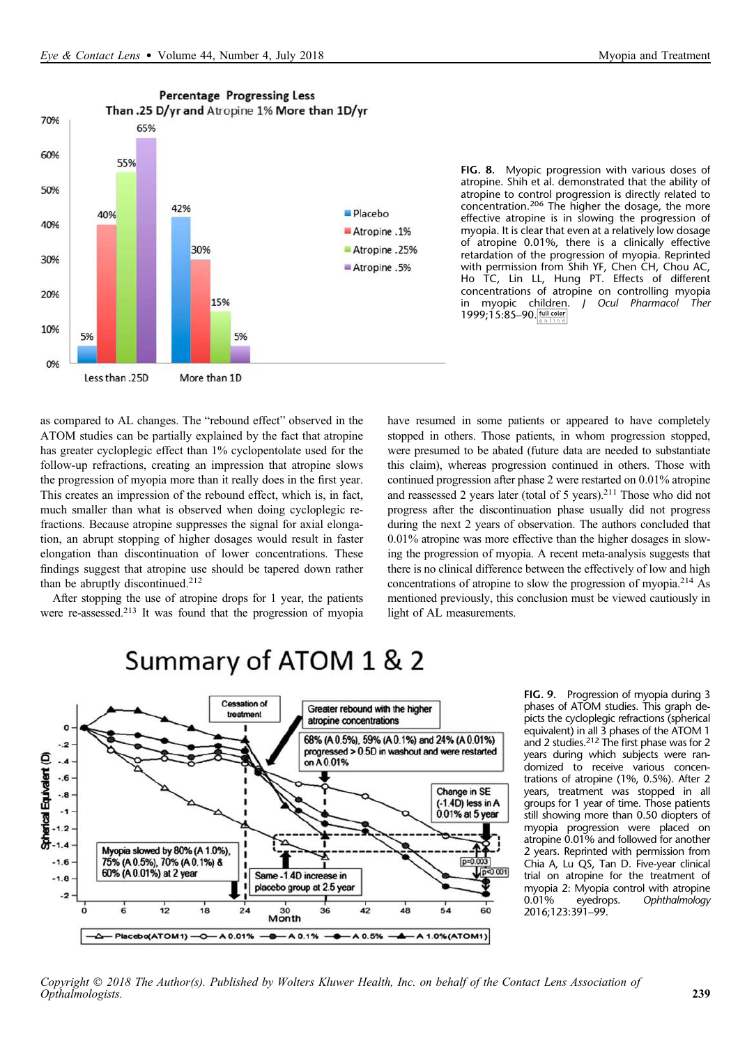FIG. 8. Myopic progression with various doses of atropine. Shih et al. demonstrated that the ability of atropine to control progression is directly related to concentration.[206] The higher the dosage, the more effective atropine is in slowing the progression of myopia. It is clear that even at a relatively low dosage of atropine 0.01%, there is a clinically effective retardation of the progression of myopia. Reprinted with permission from Shih YF, Chen CH, Chou AC, Ho TC, Lin LL, Hung PT. Effects of different concentrations of atropine on controlling myopia in myopic children. *J Ocul Pharmacol Ther* 1999;15:85–90.

as compared to AL changes. The "rebound effect" observed in the ATOM studies can be partially explained by the fact that atropine has greater cycloplegic effect than 1% cyclopentolate used for the follow-up refractions, creating an impression that atropine slows the progression of myopia more than it really does in the first year. This creates an impression of the rebound effect, which is, in fact, much smaller than what is observed when doing cycloplegic refractions. Because atropine suppresses the signal for axial elongation, an abrupt stopping of higher dosages would result in faster elongation than discontinuation of lower concentrations. These findings suggest that atropine use should be tapered down rather than be abruptly discontinued.[212]

After stopping the use of atropine drops for 1 year, the patients were re-assessed.[213] It was found that the progression of myopia have resumed in some patients or appeared to have completely stopped in others. Those patients, in whom progression stopped, were presumed to be abated (future data are needed to substantiate this claim), whereas progression continued in others. Those with continued progression after phase 2 were restarted on 0.01% atropine and reassessed 2 years later (total of 5 years).[211] Those who did not progress after the discontinuation phase usually did not progress during the next 2 years of observation. The authors concluded that 0.01% atropine was more effective than the higher dosages in slowing the progression of myopia. A recent meta-analysis suggests that there is no clinical difference between the effectively of low and high concentrations of atropine to slow the progression of myopia.[214] As mentioned previously, this conclusion must be viewed cautiously in light of AL measurements.

FIG. 9. Progression of myopia during 3 phases of ATOM studies. This graph depicts the cycloplegic refractions (spherical equivalent) in all 3 phases of the ATOM 1 and 2 studies.[212] The first phase was for 2 years during which subjects were randomized to receive various concentrations of atropine (1%, 0.5%). After 2 years, treatment was stopped in all groups for 1 year of time. Those patients still showing more than 0.50 diopters of myopia progression were placed on atropine 0.01% and followed for another 2 years. Reprinted with permission from Chia A, Lu QS, Tan D. Five-year clinical trial on atropine for the treatment of myopia 2: Myopia control with atropine 0.01% eyedrops. *Ophthalmology* 2016;123:391–99.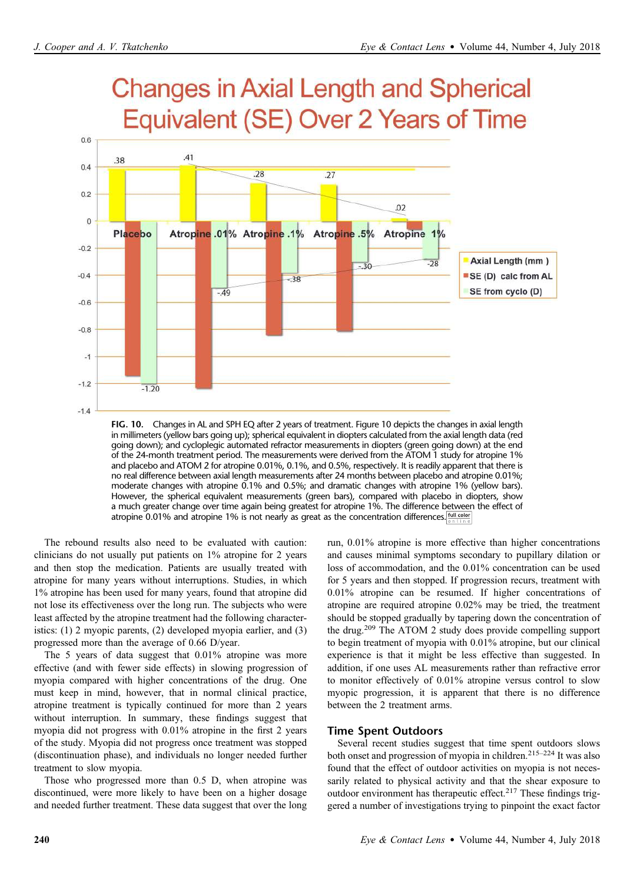FIG. 10. Changes in AL and SPH EQ after 2 years of treatment. Figure 10 depicts the changes in axial length in millimeters (yellow bars going up); spherical equivalent in diopters calculated from the axial length data (red going down); and cycloplegic automated refractor measurements in diopters (green going down) at the end of the 24-month treatment period. The measurements were derived from the ATOM 1 study for atropine 1% and placebo and ATOM 2 for atropine 0.01%, 0.1%, and 0.5%, respectively. It is readily apparent that there is no real difference between axial length measurements after 24 months between placebo and atropine 0.01%; moderate changes with atropine 0.1% and 0.5%; and dramatic changes with atropine 1% (yellow bars). However, the spherical equivalent measurements (green bars), compared with placebo in diopters, show a much greater change over time again being greatest for atropine 1%. The difference between the effect of atropine 0.01% and atropine 1% is not nearly as great as the concentration differences.

The rebound results also need to be evaluated with caution: clinicians do not usually put patients on 1% atropine for 2 years and then stop the medication. Patients are usually treated with atropine for many years without interruptions. Studies, in which 1% atropine has been used for many years, found that atropine did not lose its effectiveness over the long run. The subjects who were least affected by the atropine treatment had the following characteristics: (1) 2 myopic parents, (2) developed myopia earlier, and (3) progressed more than the average of 0.66 D/year.

The 5 years of data suggest that 0.01% atropine was more effective (and with fewer side effects) in slowing progression of myopia compared with higher concentrations of the drug. One must keep in mind, however, that in normal clinical practice, atropine treatment is typically continued for more than 2 years without interruption. In summary, these findings suggest that myopia did not progress with 0.01% atropine in the first 2 years of the study. Myopia did not progress once treatment was stopped (discontinuation phase), and individuals no longer needed further treatment to slow myopia.

Those who progressed more than 0.5 D, when atropine was discontinued, were more likely to have been on a higher dosage and needed further treatment. These data suggest that over the long run, 0.01% atropine is more effective than higher concentrations and causes minimal symptoms secondary to pupillary dilation or loss of accommodation, and the 0.01% concentration can be used for 5 years and then stopped. If progression recurs, treatment with 0.01% atropine can be resumed. If higher concentrations of atropine are required atropine 0.02% may be tried, the treatment should be stopped gradually by tapering down the concentration of the drug.[209] The ATOM 2 study does provide compelling support to begin treatment of myopia with 0.01% atropine, but our clinical experience is that it might be less effective than suggested. In addition, if one uses AL measurements rather than refractive error to monitor effectively of 0.01% atropine versus control to slow myopic progression, it is apparent that there is no difference between the 2 treatment arms.

## Time Spent Outdoors

Several recent studies suggest that time spent outdoors slows both onset and progression of myopia in children.[215–224] It was also found that the effect of outdoor activities on myopia is not necessarily related to physical activity and that the shear exposure to outdoor environment has therapeutic effect.[217] These findings triggered a number of investigations trying to pinpoint the exact factor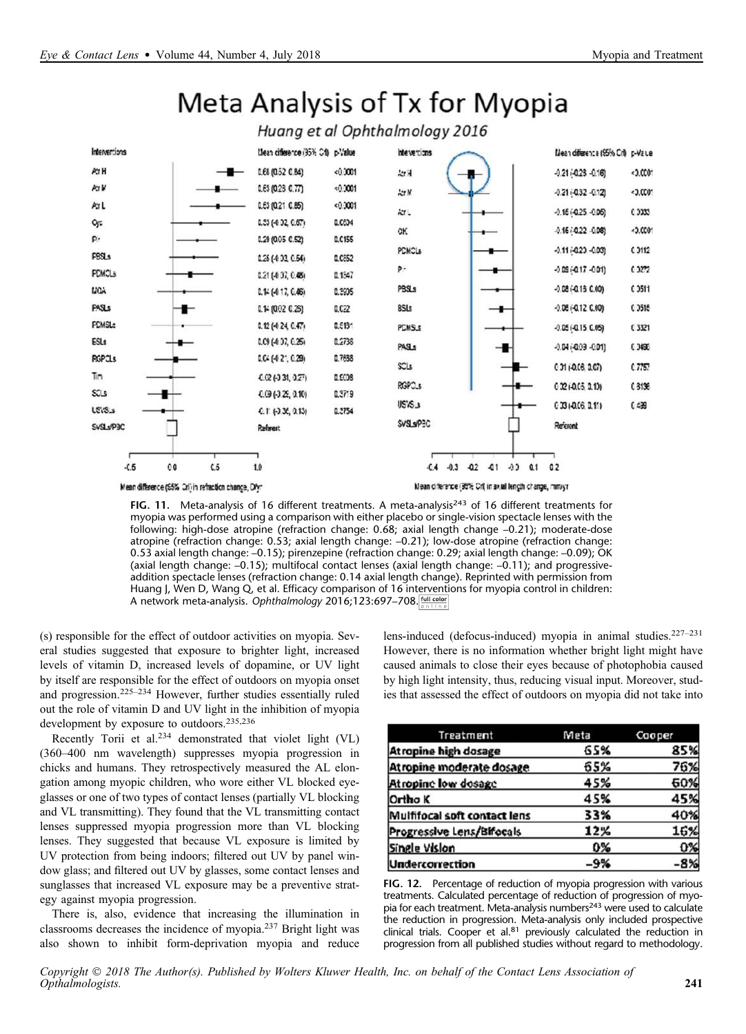**FIG. 11.** Meta-analysis of 16 different treatments. A meta-analysis[243] of 16 different treatments for myopia was performed using a comparison with either placebo or single-vision spectacle lenses with the following: high-dose atropine (refraction change: 0.68; axial length change –0.21); moderate-dose atropine (refraction change: 0.53; axial length change: –0.21); low-dose atropine (refraction change: 0.53 axial length change: –0.15); pirenzepine (refraction change: 0.29; axial length change: –0.09); OK (axial length change: –0.15); multifocal contact lenses (axial length change: –0.11); and progressive-addition spectacle lenses (refraction change: 0.14 axial length change). Reprinted with permission from Huang J, Wen D, Wang Q, et al. Efficacy comparison of 16 interventions for myopia control in children: A network meta-analysis. *Ophthalmology* 2016;123:697–708.

(s) responsible for the effect of outdoor activities on myopia. Several studies suggested that exposure to brighter light, increased levels of vitamin D, increased levels of dopamine, or UV light by itself are responsible for the effect of outdoors on myopia onset and progression.[225–234] However, further studies essentially ruled out the role of vitamin D and UV light in the inhibition of myopia development by exposure to outdoors.[235,236]

Recently Torii et al.[234] demonstrated that violet light (VL) (360–400 nm wavelength) suppresses myopia progression in chicks and humans. They retrospectively measured the AL elongation among myopic children, who wore either VL blocked eyeglasses or one of two types of contact lenses (partially VL blocking and VL transmitting). They found that the VL transmitting contact lenses suppressed myopia progression more than VL blocking lenses. They suggested that because VL exposure is limited by UV protection from being indoors; filtered out UV by panel window glass; and filtered out UV by glasses, some contact lenses and sunglasses that increased VL exposure may be a preventive strategy against myopia progression.

There is, also, evidence that increasing the illumination in classrooms decreases the incidence of myopia.[237] Bright light was also shown to inhibit form-deprivation myopia and reduce lens-induced (defocus-induced) myopia in animal studies.[227–231] However, there is no information whether bright light might have caused animals to close their eyes because of photophobia caused by high light intensity, thus, reducing visual input. Moreover, studies that assessed the effect of outdoors on myopia did not take into

| Treatment | Meta | Cooper |
|---|---|---|
| Atropine high dosage | 65% | 85% |
| Atropine moderate dosage | 65% | 76% |
| Atropine low dosage | 45% | 60% |
| Ortho K | 45% | 45% |
| Multifocal soft contact lens | 33% | 40% |
| Progressive Lens/Bifocals | 12% | 16% |
| Single Vision | 0% | 0% |
| Undercorrection | -9% | -8% |

**FIG. 12.** Percentage of reduction of myopia progression with various treatments. Calculated percentage of reduction of progression of myopia for each treatment. Meta-analysis numbers[243] were used to calculate the reduction in progression. Meta-analysis only included prospective clinical trials. Cooper et al.[81] previously calculated the reduction in progression from all published studies without regard to methodology.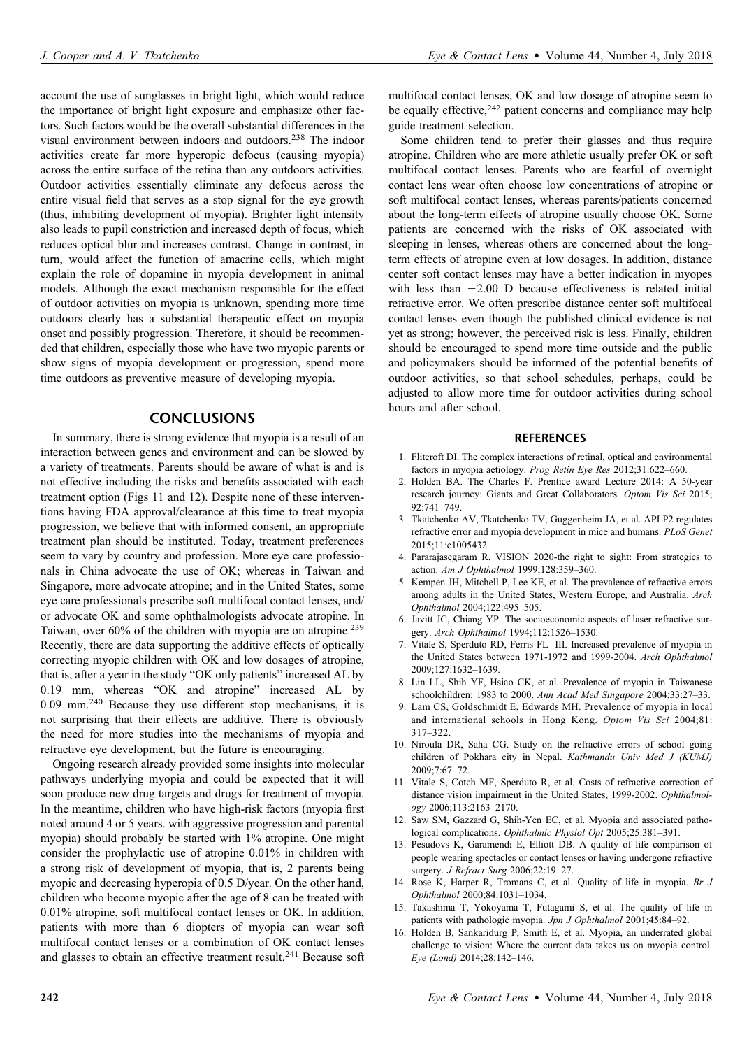account the use of sunglasses in bright light, which would reduce the importance of bright light exposure and emphasize other factors. Such factors would be the overall substantial differences in the visual environment between indoors and outdoors.[238] The indoor activities create far more hyperopic defocus (causing myopia) across the entire surface of the retina than any outdoors activities. Outdoor activities essentially eliminate any defocus across the entire visual field that serves as a stop signal for the eye growth (thus, inhibiting development of myopia). Brighter light intensity also leads to pupil constriction and increased depth of focus, which reduces optical blur and increases contrast. Change in contrast, in turn, would affect the function of amacrine cells, which might explain the role of dopamine in myopia development in animal models. Although the exact mechanism responsible for the effect of outdoor activities on myopia is unknown, spending more time outdoors clearly has a substantial therapeutic effect on myopia onset and possibly progression. Therefore, it should be recommended that children, especially those who have two myopic parents or show signs of myopia development or progression, spend more time outdoors as preventive measure of developing myopia.

## CONCLUSIONS

In summary, there is strong evidence that myopia is a result of an interaction between genes and environment and can be slowed by a variety of treatments. Parents should be aware of what is and is not effective including the risks and benefits associated with each treatment option (Figs 11 and 12). Despite none of these interventions having FDA approval/clearance at this time to treat myopia progression, we believe that with informed consent, an appropriate treatment plan should be instituted. Today, treatment preferences seem to vary by country and profession. More eye care professionals in China advocate the use of OK; whereas in Taiwan and Singapore, more advocate atropine; and in the United States, some eye care professionals prescribe soft multifocal contact lenses, and/or advocate OK and some ophthalmologists advocate atropine. In Taiwan, over 60% of the children with myopia are on atropine.[239] Recently, there are data supporting the additive effects of optically correcting myopic children with OK and low dosages of atropine, that is, after a year in the study "OK only patients" increased AL by 0.19 mm, whereas "OK and atropine" increased AL by 0.09 mm.[240] Because they use different stop mechanisms, it is not surprising that their effects are additive. There is obviously the need for more studies into the mechanisms of myopia and refractive eye development, but the future is encouraging.

Ongoing research already provided some insights into molecular pathways underlying myopia and could be expected that it will soon produce new drug targets and drugs for treatment of myopia. In the meantime, children who have high-risk factors (myopia first noted around 4 or 5 years. with aggressive progression and parental myopia) should probably be started with 1% atropine. One might consider the prophylactic use of atropine 0.01% in children with a strong risk of development of myopia, that is, 2 parents being myopic and decreasing hyperopia of 0.5 D/year. On the other hand, children who become myopic after the age of 8 can be treated with 0.01% atropine, soft multifocal contact lenses or OK. In addition, patients with more than 6 diopters of myopia can wear soft multifocal contact lenses or a combination of OK contact lenses and glasses to obtain an effective treatment result.[241] Because soft multifocal contact lenses, OK and low dosage of atropine seem to be equally effective,[242] patient concerns and compliance may help guide treatment selection.

Some children tend to prefer their glasses and thus require atropine. Children who are more athletic usually prefer OK or soft multifocal contact lenses. Parents who are fearful of overnight contact lens wear often choose low concentrations of atropine or soft multifocal contact lenses, whereas parents/patients concerned about the long-term effects of atropine usually choose OK. Some patients are concerned with the risks of OK associated with sleeping in lenses, whereas others are concerned about the long-term effects of atropine even at low dosages. In addition, distance center soft contact lenses may have a better indication in myopes with less than −2.00 D because effectiveness is related initial refractive error. We often prescribe distance center soft multifocal contact lenses even though the published clinical evidence is not yet as strong; however, the perceived risk is less. Finally, children should be encouraged to spend more time outside and the public and policymakers should be informed of the potential benefits of outdoor activities, so that school schedules, perhaps, could be adjusted to allow more time for outdoor activities during school hours and after school.

## REFERENCES

1. Flitcroft DI. The complex interactions of retinal, optical and environmental factors in myopia aetiology. *Prog Retin Eye Res* 2012;31:622–660.
2. Holden BA. The Charles F. Prentice award Lecture 2014: A 50-year research journey: Giants and Great Collaborators. *Optom Vis Sci* 2015; 92:741–749.
3. Tkatchenko AV, Tkatchenko TV, Guggenheim JA, et al. APLP2 regulates refractive error and myopia development in mice and humans. *PLoS Genet* 2015;11:e1005432.
4. Pararajasegaram R. VISION 2020-the right to sight: From strategies to action. *Am J Ophthalmol* 1999;128:359–360.
5. Kempen JH, Mitchell P, Lee KE, et al. The prevalence of refractive errors among adults in the United States, Western Europe, and Australia. *Arch Ophthalmol* 2004;122:495–505.
6. Javitt JC, Chiang YP. The socioeconomic aspects of laser refractive surgery. *Arch Ophthalmol* 1994;112:1526–1530.
7. Vitale S, Sperduto RD, Ferris FL III. Increased prevalence of myopia in the United States between 1971-1972 and 1999-2004. *Arch Ophthalmol* 2009;127:1632–1639.
8. Lin LL, Shih YF, Hsiao CK, et al. Prevalence of myopia in Taiwanese schoolchildren: 1983 to 2000. *Ann Acad Med Singapore* 2004;33:27–33.
9. Lam CS, Goldschmidt E, Edwards MH. Prevalence of myopia in local and international schools in Hong Kong. *Optom Vis Sci* 2004;81: 317–322.
10. Niroula DR, Saha CG. Study on the refractive errors of school going children of Pokhara city in Nepal. *Kathmandu Univ Med J (KUMJ)* 2009;7:67–72.
11. Vitale S, Cotch MF, Sperduto R, et al. Costs of refractive correction of distance vision impairment in the United States, 1999-2002. *Ophthalmology* 2006;113:2163–2170.
12. Saw SM, Gazzard G, Shih-Yen EC, et al. Myopia and associated pathological complications. *Ophthalmic Physiol Opt* 2005;25:381–391.
13. Pesudovs K, Garamendi E, Elliott DB. A quality of life comparison of people wearing spectacles or contact lenses or having undergone refractive surgery. *J Refract Surg* 2006;22:19–27.
14. Rose K, Harper R, Tromans C, et al. Quality of life in myopia. *Br J Ophthalmol* 2000;84:1031–1034.
15. Takashima T, Yokoyama T, Futagami S, et al. The quality of life in patients with pathologic myopia. *Jpn J Ophthalmol* 2001;45:84–92.
16. Holden B, Sankaridurg P, Smith E, et al. Myopia, an underrated global challenge to vision: Where the current data takes us on myopia control. *Eye (Lond)* 2014;28:142–146.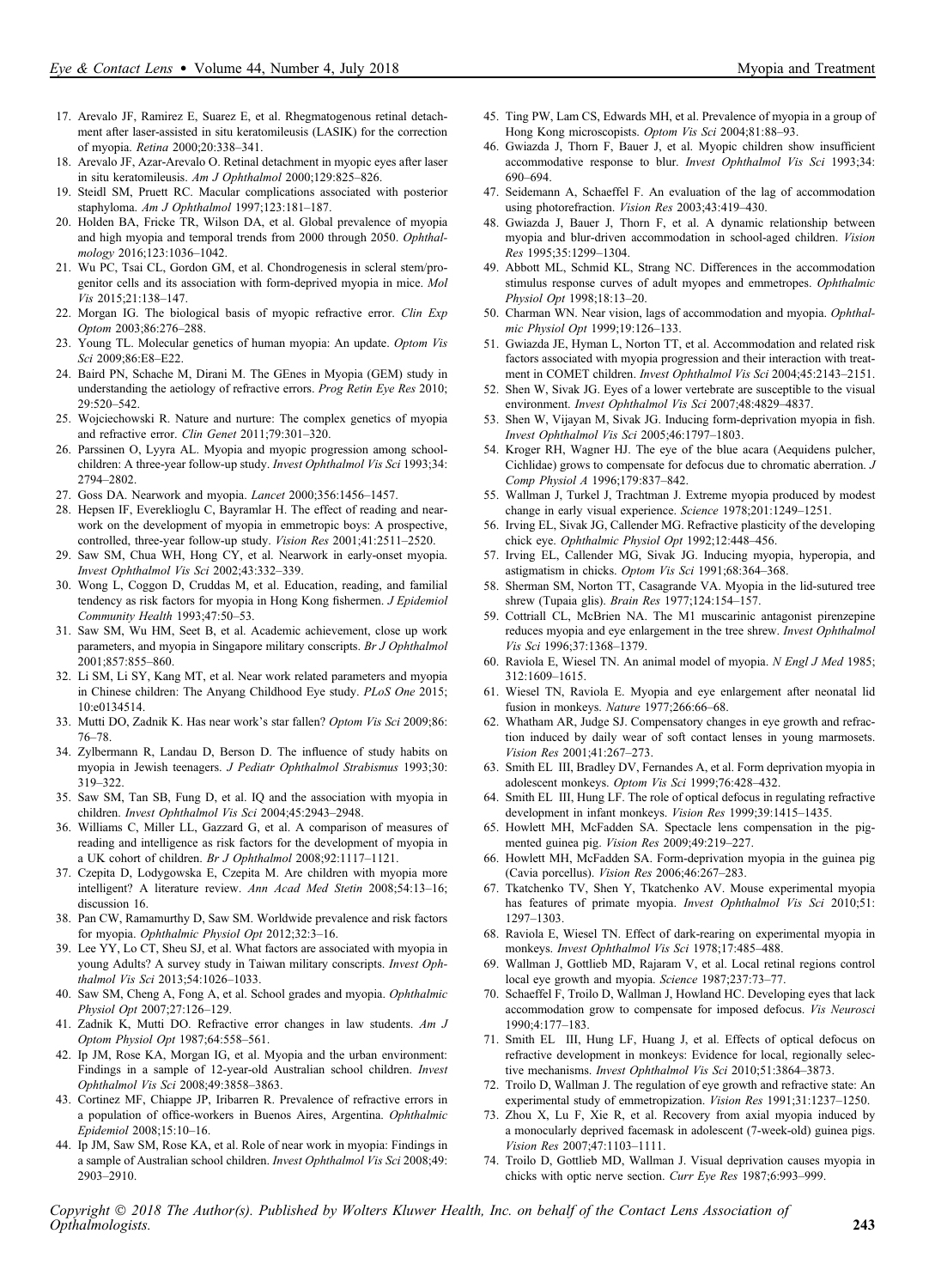17. Arevalo JF, Ramirez E, Suarez E, et al. Rhegmatogenous retinal detachment after laser-assisted in situ keratomileusis (LASIK) for the correction of myopia. *Retina* 2000;20:338–341.
18. Arevalo JF, Azar-Arevalo O. Retinal detachment in myopic eyes after laser in situ keratomileusis. *Am J Ophthalmol* 2000;129:825–826.
19. Steidl SM, Pruett RC. Macular complications associated with posterior staphyloma. *Am J Ophthalmol* 1997;123:181–187.
20. Holden BA, Fricke TR, Wilson DA, et al. Global prevalence of myopia and high myopia and temporal trends from 2000 through 2050. *Ophthalmology* 2016;123:1036–1042.
21. Wu PC, Tsai CL, Gordon GM, et al. Chondrogenesis in scleral stem/progenitor cells and its association with form-deprived myopia in mice. *Mol Vis* 2015;21:138–147.
22. Morgan IG. The biological basis of myopic refractive error. *Clin Exp Optom* 2003;86:276–288.
23. Young TL. Molecular genetics of human myopia: An update. *Optom Vis Sci* 2009;86:E8–E22.
24. Baird PN, Schache M, Dirani M. The GEnes in Myopia (GEM) study in understanding the aetiology of refractive errors. *Prog Retin Eye Res* 2010; 29:520–542.
25. Wojciechowski R. Nature and nurture: The complex genetics of myopia and refractive error. *Clin Genet* 2011;79:301–320.
26. Parssinen O, Lyyra AL. Myopia and myopic progression among schoolchildren: A three-year follow-up study. *Invest Ophthalmol Vis Sci* 1993;34: 2794–2802.
27. Goss DA. Nearwork and myopia. *Lancet* 2000;356:1456–1457.
28. Hepsen IF, Evereklioglu C, Bayramlar H. The effect of reading and nearwork on the development of myopia in emmetropic boys: A prospective, controlled, three-year follow-up study. *Vision Res* 2001;41:2511–2520.
29. Saw SM, Chua WH, Hong CY, et al. Nearwork in early-onset myopia. *Invest Ophthalmol Vis Sci* 2002;43:332–339.
30. Wong L, Coggon D, Cruddas M, et al. Education, reading, and familial tendency as risk factors for myopia in Hong Kong fishermen. *J Epidemiol Community Health* 1993;47:50–53.
31. Saw SM, Wu HM, Seet B, et al. Academic achievement, close up work parameters, and myopia in Singapore military conscripts. *Br J Ophthalmol* 2001;857:855–860.
32. Li SM, Li SY, Kang MT, et al. Near work related parameters and myopia in Chinese children: The Anyang Childhood Eye study. *PLoS One* 2015; 10:e0134514.
33. Mutti DO, Zadnik K. Has near work's star fallen? *Optom Vis Sci* 2009;86: 76–78.
34. Zylbermann R, Landau D, Berson D. The influence of study habits on myopia in Jewish teenagers. *J Pediatr Ophthalmol Strabismus* 1993;30: 319–322.
35. Saw SM, Tan SB, Fung D, et al. IQ and the association with myopia in children. *Invest Ophthalmol Vis Sci* 2004;45:2943–2948.
36. Williams C, Miller LL, Gazzard G, et al. A comparison of measures of reading and intelligence as risk factors for the development of myopia in a UK cohort of children. *Br J Ophthalmol* 2008;92:1117–1121.
37. Czepita D, Lodygowska E, Czepita M. Are children with myopia more intelligent? A literature review. *Ann Acad Med Stetin* 2008;54:13–16; discussion 16.
38. Pan CW, Ramamurthy D, Saw SM. Worldwide prevalence and risk factors for myopia. *Ophthalmic Physiol Opt* 2012;32:3–16.
39. Lee YY, Lo CT, Sheu SJ, et al. What factors are associated with myopia in young Adults? A survey study in Taiwan military conscripts. *Invest Ophthalmol Vis Sci* 2013;54:1026–1033.
40. Saw SM, Cheng A, Fong A, et al. School grades and myopia. *Ophthalmic Physiol Opt* 2007;27:126–129.
41. Zadnik K, Mutti DO. Refractive error changes in law students. *Am J Optom Physiol Opt* 1987;64:558–561.
42. Ip JM, Rose KA, Morgan IG, et al. Myopia and the urban environment: Findings in a sample of 12-year-old Australian school children. *Invest Ophthalmol Vis Sci* 2008;49:3858–3863.
43. Cortinez MF, Chiappe JP, Iribarren R. Prevalence of refractive errors in a population of office-workers in Buenos Aires, Argentina. *Ophthalmic Epidemiol* 2008;15:10–16.
44. Ip JM, Saw SM, Rose KA, et al. Role of near work in myopia: Findings in a sample of Australian school children. *Invest Ophthalmol Vis Sci* 2008;49: 2903–2910.
45. Ting PW, Lam CS, Edwards MH, et al. Prevalence of myopia in a group of Hong Kong microscopists. *Optom Vis Sci* 2004;81:88–93.
46. Gwiazda J, Thorn F, Bauer J, et al. Myopic children show insufficient accommodative response to blur. *Invest Ophthalmol Vis Sci* 1993;34: 690–694.
47. Seidemann A, Schaeffel F. An evaluation of the lag of accommodation using photorefraction. *Vision Res* 2003;43:419–430.
48. Gwiazda J, Bauer J, Thorn F, et al. A dynamic relationship between myopia and blur-driven accommodation in school-aged children. *Vision Res* 1995;35:1299–1304.
49. Abbott ML, Schmid KL, Strang NC. Differences in the accommodation stimulus response curves of adult myopes and emmetropes. *Ophthalmic Physiol Opt* 1998;18:13–20.
50. Charman WN. Near vision, lags of accommodation and myopia. *Ophthalmic Physiol Opt* 1999;19:126–133.
51. Gwiazda JE, Hyman L, Norton TT, et al. Accommodation and related risk factors associated with myopia progression and their interaction with treatment in COMET children. *Invest Ophthalmol Vis Sci* 2004;45:2143–2151.
52. Shen W, Sivak JG. Eyes of a lower vertebrate are susceptible to the visual environment. *Invest Ophthalmol Vis Sci* 2007;48:4829–4837.
53. Shen W, Vijayan M, Sivak JG. Inducing form-deprivation myopia in fish. *Invest Ophthalmol Vis Sci* 2005;46:1797–1803.
54. Kroger RH, Wagner HJ. The eye of the blue acara (Aequidens pulcher, Cichlidae) grows to compensate for defocus due to chromatic aberration. *J Comp Physiol A* 1996;179:837–842.
55. Wallman J, Turkel J, Trachtman J. Extreme myopia produced by modest change in early visual experience. *Science* 1978;201:1249–1251.
56. Irving EL, Sivak JG, Callender MG. Refractive plasticity of the developing chick eye. *Ophthalmic Physiol Opt* 1992;12:448–456.
57. Irving EL, Callender MG, Sivak JG. Inducing myopia, hyperopia, and astigmatism in chicks. *Optom Vis Sci* 1991;68:364–368.
58. Sherman SM, Norton TT, Casagrande VA. Myopia in the lid-sutured tree shrew (Tupaia glis). *Brain Res* 1977;124:154–157.
59. Cottriall CL, McBrien NA. The M1 muscarinic antagonist pirenzepine reduces myopia and eye enlargement in the tree shrew. *Invest Ophthalmol Vis Sci* 1996;37:1368–1379.
60. Raviola E, Wiesel TN. An animal model of myopia. *N Engl J Med* 1985; 312:1609–1615.
61. Wiesel TN, Raviola E. Myopia and eye enlargement after neonatal lid fusion in monkeys. *Nature* 1977;266:66–68.
62. Whatham AR, Judge SJ. Compensatory changes in eye growth and refraction induced by daily wear of soft contact lenses in young marmosets. *Vision Res* 2001;41:267–273.
63. Smith EL III, Bradley DV, Fernandes A, et al. Form deprivation myopia in adolescent monkeys. *Optom Vis Sci* 1999;76:428–432.
64. Smith EL III, Hung LF. The role of optical defocus in regulating refractive development in infant monkeys. *Vision Res* 1999;39:1415–1435.
65. Howlett MH, McFadden SA. Spectacle lens compensation in the pigmented guinea pig. *Vision Res* 2009;49:219–227.
66. Howlett MH, McFadden SA. Form-deprivation myopia in the guinea pig (Cavia porcellus). *Vision Res* 2006;46:267–283.
67. Tkatchenko TV, Shen Y, Tkatchenko AV. Mouse experimental myopia has features of primate myopia. *Invest Ophthalmol Vis Sci* 2010;51: 1297–1303.
68. Raviola E, Wiesel TN. Effect of dark-rearing on experimental myopia in monkeys. *Invest Ophthalmol Vis Sci* 1978;17:485–488.
69. Wallman J, Gottlieb MD, Rajaram V, et al. Local retinal regions control local eye growth and myopia. *Science* 1987;237:73–77.
70. Schaeffel F, Troilo D, Wallman J, Howland HC. Developing eyes that lack accommodation grow to compensate for imposed defocus. *Vis Neurosci* 1990;4:177–183.
71. Smith EL III, Hung LF, Huang J, et al. Effects of optical defocus on refractive development in monkeys: Evidence for local, regionally selective mechanisms. *Invest Ophthalmol Vis Sci* 2010;51:3864–3873.
72. Troilo D, Wallman J. The regulation of eye growth and refractive state: An experimental study of emmetropization. *Vision Res* 1991;31:1237–1250.
73. Zhou X, Lu F, Xie R, et al. Recovery from axial myopia induced by a monocularly deprived facemask in adolescent (7-week-old) guinea pigs. *Vision Res* 2007;47:1103–1111.
74. Troilo D, Gottlieb MD, Wallman J. Visual deprivation causes myopia in chicks with optic nerve section. *Curr Eye Res* 1987;6:993–999.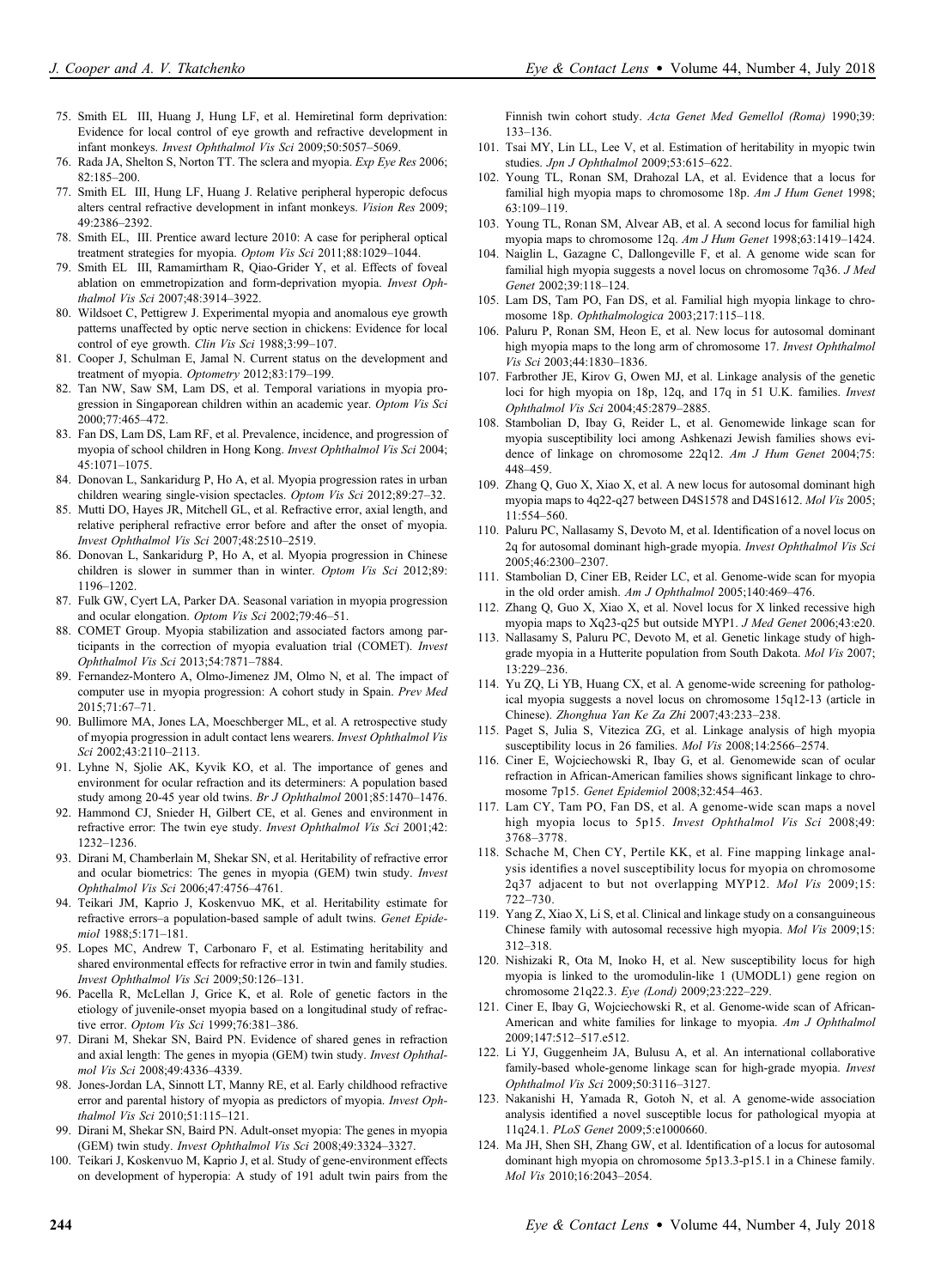75. Smith EL III, Huang J, Hung LF, et al. Hemiretinal form deprivation: Evidence for local control of eye growth and refractive development in infant monkeys. *Invest Ophthalmol Vis Sci* 2009;50:5057–5069.
76. Rada JA, Shelton S, Norton TT. The sclera and myopia. *Exp Eye Res* 2006; 82:185–200.
77. Smith EL III, Hung LF, Huang J. Relative peripheral hyperopic defocus alters central refractive development in infant monkeys. *Vision Res* 2009; 49:2386–2392.
78. Smith EL, III. Prentice award lecture 2010: A case for peripheral optical treatment strategies for myopia. *Optom Vis Sci* 2011;88:1029–1044.
79. Smith EL III, Ramamirtham R, Qiao-Grider Y, et al. Effects of foveal ablation on emmetropization and form-deprivation myopia. *Invest Ophthalmol Vis Sci* 2007;48:3914–3922.
80. Wildsoet C, Pettigrew J. Experimental myopia and anomalous eye growth patterns unaffected by optic nerve section in chickens: Evidence for local control of eye growth. *Clin Vis Sci* 1988;3:99–107.
81. Cooper J, Schulman E, Jamal N. Current status on the development and treatment of myopia. *Optometry* 2012;83:179–199.
82. Tan NW, Saw SM, Lam DS, et al. Temporal variations in myopia progression in Singaporean children within an academic year. *Optom Vis Sci* 2000;77:465–472.
83. Fan DS, Lam DS, Lam RF, et al. Prevalence, incidence, and progression of myopia of school children in Hong Kong. *Invest Ophthalmol Vis Sci* 2004; 45:1071–1075.
84. Donovan L, Sankaridurg P, Ho A, et al. Myopia progression rates in urban children wearing single-vision spectacles. *Optom Vis Sci* 2012;89:27–32.
85. Mutti DO, Hayes JR, Mitchell GL, et al. Refractive error, axial length, and relative peripheral refractive error before and after the onset of myopia. *Invest Ophthalmol Vis Sci* 2007;48:2510–2519.
86. Donovan L, Sankaridurg P, Ho A, et al. Myopia progression in Chinese children is slower in summer than in winter. *Optom Vis Sci* 2012;89: 1196–1202.
87. Fulk GW, Cyert LA, Parker DA. Seasonal variation in myopia progression and ocular elongation. *Optom Vis Sci* 2002;79:46–51.
88. COMET Group. Myopia stabilization and associated factors among participants in the correction of myopia evaluation trial (COMET). *Invest Ophthalmol Vis Sci* 2013;54:7871–7884.
89. Fernandez-Montero A, Olmo-Jimenez JM, Olmo N, et al. The impact of computer use in myopia progression: A cohort study in Spain. *Prev Med* 2015;71:67–71.
90. Bullimore MA, Jones LA, Moeschberger ML, et al. A retrospective study of myopia progression in adult contact lens wearers. *Invest Ophthalmol Vis Sci* 2002;43:2110–2113.
91. Lyhne N, Sjolie AK, Kyvik KO, et al. The importance of genes and environment for ocular refraction and its determiners: A population based study among 20-45 year old twins. *Br J Ophthalmol* 2001;85:1470–1476.
92. Hammond CJ, Snieder H, Gilbert CE, et al. Genes and environment in refractive error: The twin eye study. *Invest Ophthalmol Vis Sci* 2001;42: 1232–1236.
93. Dirani M, Chamberlain M, Shekar SN, et al. Heritability of refractive error and ocular biometrics: The genes in myopia (GEM) twin study. *Invest Ophthalmol Vis Sci* 2006;47:4756–4761.
94. Teikari JM, Kaprio J, Koskenvuo MK, et al. Heritability estimate for refractive errors–a population-based sample of adult twins. *Genet Epidemiol* 1988;5:171–181.
95. Lopes MC, Andrew T, Carbonaro F, et al. Estimating heritability and shared environmental effects for refractive error in twin and family studies. *Invest Ophthalmol Vis Sci* 2009;50:126–131.
96. Pacella R, McLellan J, Grice K, et al. Role of genetic factors in the etiology of juvenile-onset myopia based on a longitudinal study of refractive error. *Optom Vis Sci* 1999;76:381–386.
97. Dirani M, Shekar SN, Baird PN. Evidence of shared genes in refraction and axial length: The genes in myopia (GEM) twin study. *Invest Ophthalmol Vis Sci* 2008;49:4336–4339.
98. Jones-Jordan LA, Sinnott LT, Manny RE, et al. Early childhood refractive error and parental history of myopia as predictors of myopia. *Invest Ophthalmol Vis Sci* 2010;51:115–121.
99. Dirani M, Shekar SN, Baird PN. Adult-onset myopia: The genes in myopia (GEM) twin study. *Invest Ophthalmol Vis Sci* 2008;49:3324–3327.
100. Teikari J, Koskenvuo M, Kaprio J, et al. Study of gene-environment effects on development of hyperopia: A study of 191 adult twin pairs from the Finnish twin cohort study. *Acta Genet Med Gemellol (Roma)* 1990;39: 133–136.
101. Tsai MY, Lin LL, Lee V, et al. Estimation of heritability in myopic twin studies. *Jpn J Ophthalmol* 2009;53:615–622.
102. Young TL, Ronan SM, Drahozal LA, et al. Evidence that a locus for familial high myopia maps to chromosome 18p. *Am J Hum Genet* 1998; 63:109–119.
103. Young TL, Ronan SM, Alvear AB, et al. A second locus for familial high myopia maps to chromosome 12q. *Am J Hum Genet* 1998;63:1419–1424.
104. Naiglin L, Gazagne C, Dallongeville F, et al. A genome wide scan for familial high myopia suggests a novel locus on chromosome 7q36. *J Med Genet* 2002;39:118–124.
105. Lam DS, Tam PO, Fan DS, et al. Familial high myopia linkage to chromosome 18p. *Ophthalmologica* 2003;217:115–118.
106. Paluru P, Ronan SM, Heon E, et al. New locus for autosomal dominant high myopia maps to the long arm of chromosome 17. *Invest Ophthalmol Vis Sci* 2003;44:1830–1836.
107. Farbrother JE, Kirov G, Owen MJ, et al. Linkage analysis of the genetic loci for high myopia on 18p, 12q, and 17q in 51 U.K. families. *Invest Ophthalmol Vis Sci* 2004;45:2879–2885.
108. Stambolian D, Ibay G, Reider L, et al. Genomewide linkage scan for myopia susceptibility loci among Ashkenazi Jewish families shows evidence of linkage on chromosome 22q12. *Am J Hum Genet* 2004;75: 448–459.
109. Zhang Q, Guo X, Xiao X, et al. A new locus for autosomal dominant high myopia maps to 4q22-q27 between D4S1578 and D4S1612. *Mol Vis* 2005; 11:554–560.
110. Paluru PC, Nallasamy S, Devoto M, et al. Identification of a novel locus on 2q for autosomal dominant high-grade myopia. *Invest Ophthalmol Vis Sci* 2005;46:2300–2307.
111. Stambolian D, Ciner EB, Reider LC, et al. Genome-wide scan for myopia in the old order amish. *Am J Ophthalmol* 2005;140:469–476.
112. Zhang Q, Guo X, Xiao X, et al. Novel locus for X linked recessive high myopia maps to Xq23-q25 but outside MYP1. *J Med Genet* 2006;43:e20.
113. Nallasamy S, Paluru PC, Devoto M, et al. Genetic linkage study of high-grade myopia in a Hutterite population from South Dakota. *Mol Vis* 2007; 13:229–236.
114. Yu ZQ, Li YB, Huang CX, et al. A genome-wide screening for pathological myopia suggests a novel locus on chromosome 15q12-13 (article in Chinese). *Zhonghua Yan Ke Za Zhi* 2007;43:233–238.
115. Paget S, Julia S, Vitezica ZG, et al. Linkage analysis of high myopia susceptibility locus in 26 families. *Mol Vis* 2008;14:2566–2574.
116. Ciner E, Wojciechowski R, Ibay G, et al. Genomewide scan of ocular refraction in African-American families shows significant linkage to chromosome 7p15. *Genet Epidemiol* 2008;32:454–463.
117. Lam CY, Tam PO, Fan DS, et al. A genome-wide scan maps a novel high myopia locus to 5p15. *Invest Ophthalmol Vis Sci* 2008;49: 3768–3778.
118. Schache M, Chen CY, Pertile KK, et al. Fine mapping linkage analysis identifies a novel susceptibility locus for myopia on chromosome 2q37 adjacent to but not overlapping MYP12. *Mol Vis* 2009;15: 722–730.
119. Yang Z, Xiao X, Li S, et al. Clinical and linkage study on a consanguineous Chinese family with autosomal recessive high myopia. *Mol Vis* 2009;15: 312–318.
120. Nishizaki R, Ota M, Inoko H, et al. New susceptibility locus for high myopia is linked to the uromodulin-like 1 (UMODL1) gene region on chromosome 21q22.3. *Eye (Lond)* 2009;23:222–229.
121. Ciner E, Ibay G, Wojciechowski R, et al. Genome-wide scan of African-American and white families for linkage to myopia. *Am J Ophthalmol* 2009;147:512–517.e512.
122. Li YJ, Guggenheim JA, Bulusu A, et al. An international collaborative family-based whole-genome linkage scan for high-grade myopia. *Invest Ophthalmol Vis Sci* 2009;50:3116–3127.
123. Nakanishi H, Yamada R, Gotoh N, et al. A genome-wide association analysis identified a novel susceptible locus for pathological myopia at 11q24.1. *PLoS Genet* 2009;5:e1000660.
124. Ma JH, Shen SH, Zhang GW, et al. Identification of a locus for autosomal dominant high myopia on chromosome 5p13.3-p15.1 in a Chinese family. *Mol Vis* 2010;16:2043–2054.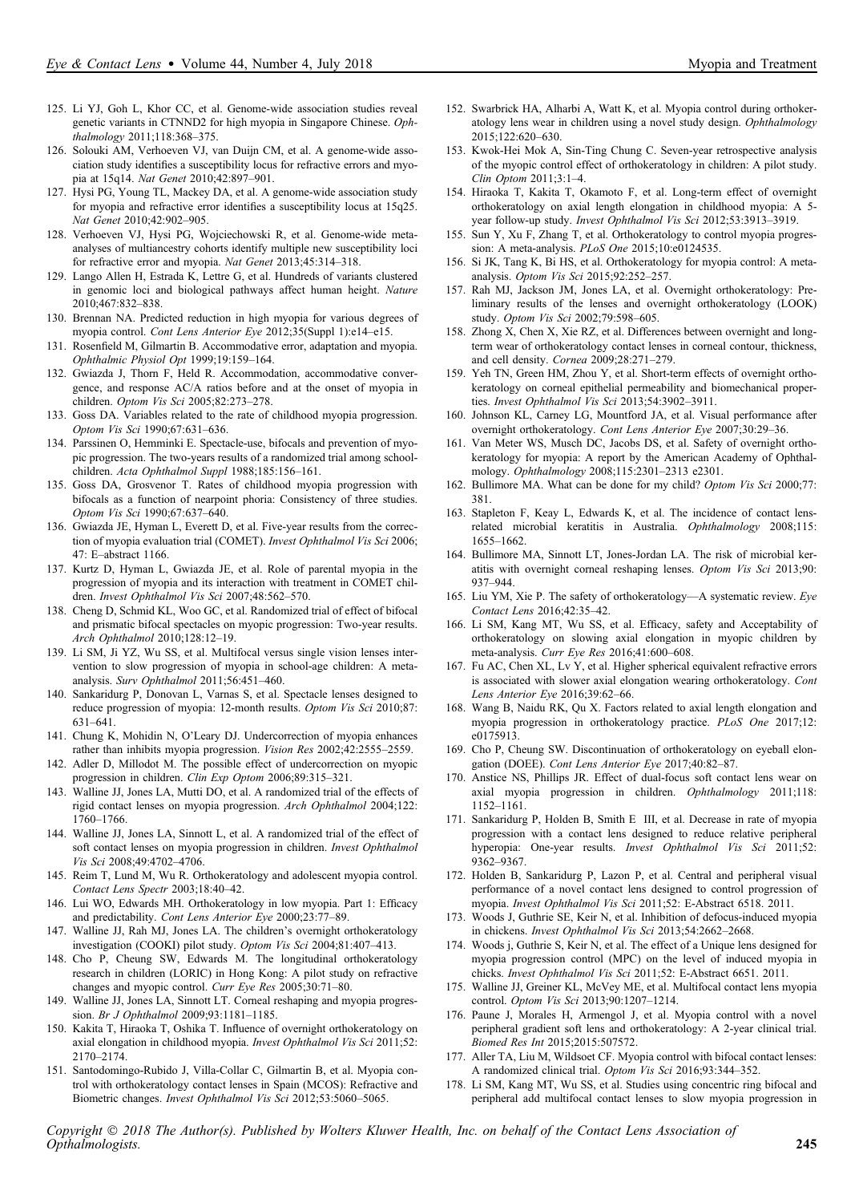125. Li YJ, Goh L, Khor CC, et al. Genome-wide association studies reveal genetic variants in CTNND2 for high myopia in Singapore Chinese. *Ophthalmology* 2011;118:368–375.
126. Solouki AM, Verhoeven VJ, van Duijn CM, et al. A genome-wide association study identifies a susceptibility locus for refractive errors and myopia at 15q14. *Nat Genet* 2010;42:897–901.
127. Hysi PG, Young TL, Mackey DA, et al. A genome-wide association study for myopia and refractive error identifies a susceptibility locus at 15q25. *Nat Genet* 2010;42:902–905.
128. Verhoeven VJ, Hysi PG, Wojciechowski R, et al. Genome-wide meta-analyses of multiancestry cohorts identify multiple new susceptibility loci for refractive error and myopia. *Nat Genet* 2013;45:314–318.
129. Lango Allen H, Estrada K, Lettre G, et al. Hundreds of variants clustered in genomic loci and biological pathways affect human height. *Nature* 2010;467:832–838.
130. Brennan NA. Predicted reduction in high myopia for various degrees of myopia control. *Cont Lens Anterior Eye* 2012;35(Suppl 1):e14–e15.
131. Rosenfield M, Gilmartin B. Accommodative error, adaptation and myopia. *Ophthalmic Physiol Opt* 1999;19:159–164.
132. Gwiazda J, Thorn F, Held R. Accommodation, accommodative convergence, and response AC/A ratios before and at the onset of myopia in children. *Optom Vis Sci* 2005;82:273–278.
133. Goss DA. Variables related to the rate of childhood myopia progression. *Optom Vis Sci* 1990;67:631–636.
134. Parssinen O, Hemminki E. Spectacle-use, bifocals and prevention of myopic progression. The two-years results of a randomized trial among schoolchildren. *Acta Ophthalmol Suppl* 1988;185:156–161.
135. Goss DA, Grosvenor T. Rates of childhood myopia progression with bifocals as a function of nearpoint phoria: Consistency of three studies. *Optom Vis Sci* 1990;67:637–640.
136. Gwiazda JE, Hyman L, Everett D, et al. Five-year results from the correction of myopia evaluation trial (COMET). *Invest Ophthalmol Vis Sci* 2006; 47: E–abstract 1166.
137. Kurtz D, Hyman L, Gwiazda JE, et al. Role of parental myopia in the progression of myopia and its interaction with treatment in COMET children. *Invest Ophthalmol Vis Sci* 2007;48:562–570.
138. Cheng D, Schmid KL, Woo GC, et al. Randomized trial of effect of bifocal and prismatic bifocal spectacles on myopic progression: Two-year results. *Arch Ophthalmol* 2010;128:12–19.
139. Li SM, Ji YZ, Wu SS, et al. Multifocal versus single vision lenses intervention to slow progression of myopia in school-age children: A meta-analysis. *Surv Ophthalmol* 2011;56:451–460.
140. Sankaridurg P, Donovan L, Varnas S, et al. Spectacle lenses designed to reduce progression of myopia: 12-month results. *Optom Vis Sci* 2010;87: 631–641.
141. Chung K, Mohidin N, O'Leary DJ. Undercorrection of myopia enhances rather than inhibits myopia progression. *Vision Res* 2002;42:2555–2559.
142. Adler D, Millodot M. The possible effect of undercorrection on myopic progression in children. *Clin Exp Optom* 2006;89:315–321.
143. Walline JJ, Jones LA, Mutti DO, et al. A randomized trial of the effects of rigid contact lenses on myopia progression. *Arch Ophthalmol* 2004;122: 1760–1766.
144. Walline JJ, Jones LA, Sinnott L, et al. A randomized trial of the effect of soft contact lenses on myopia progression in children. *Invest Ophthalmol Vis Sci* 2008;49:4702–4706.
145. Reim T, Lund M, Wu R. Orthokeratology and adolescent myopia control. *Contact Lens Spectr* 2003;18:40–42.
146. Lui WO, Edwards MH. Orthokeratology in low myopia. Part 1: Efficacy and predictability. *Cont Lens Anterior Eye* 2000;23:77–89.
147. Walline JJ, Rah MJ, Jones LA. The children's overnight orthokeratology investigation (COOKI) pilot study. *Optom Vis Sci* 2004;81:407–413.
148. Cho P, Cheung SW, Edwards M. The longitudinal orthokeratology research in children (LORIC) in Hong Kong: A pilot study on refractive changes and myopic control. *Curr Eye Res* 2005;30:71–80.
149. Walline JJ, Jones LA, Sinnott LT. Corneal reshaping and myopia progression. *Br J Ophthalmol* 2009;93:1181–1185.
150. Kakita T, Hiraoka T, Oshika T. Influence of overnight orthokeratology on axial elongation in childhood myopia. *Invest Ophthalmol Vis Sci* 2011;52: 2170–2174.
151. Santodomingo-Rubido J, Villa-Collar C, Gilmartin B, et al. Myopia control with orthokeratology contact lenses in Spain (MCOS): Refractive and Biometric changes. *Invest Ophthalmol Vis Sci* 2012;53:5060–5065.
152. Swarbrick HA, Alharbi A, Watt K, et al. Myopia control during orthokeratology lens wear in children using a novel study design. *Ophthalmology* 2015;122:620–630.
153. Kwok-Hei Mok A, Sin-Ting Chung C. Seven-year retrospective analysis of the myopic control effect of orthokeratology in children: A pilot study. *Clin Optom* 2011;3:1–4.
154. Hiraoka T, Kakita T, Okamoto F, et al. Long-term effect of overnight orthokeratology on axial length elongation in childhood myopia: A 5-year follow-up study. *Invest Ophthalmol Vis Sci* 2012;53:3913–3919.
155. Sun Y, Xu F, Zhang T, et al. Orthokeratology to control myopia progression: A meta-analysis. *PLoS One* 2015;10:e0124535.
156. Si JK, Tang K, Bi HS, et al. Orthokeratology for myopia control: A meta-analysis. *Optom Vis Sci* 2015;92:252–257.
157. Rah MJ, Jackson JM, Jones LA, et al. Overnight orthokeratology: Preliminary results of the lenses and overnight orthokeratology (LOOK) study. *Optom Vis Sci* 2002;79:598–605.
158. Zhong X, Chen X, Xie RZ, et al. Differences between overnight and long-term wear of orthokeratology contact lenses in corneal contour, thickness, and cell density. *Cornea* 2009;28:271–279.
159. Yeh TN, Green HM, Zhou Y, et al. Short-term effects of overnight orthokeratology on corneal epithelial permeability and biomechanical properties. *Invest Ophthalmol Vis Sci* 2013;54:3902–3911.
160. Johnson KL, Carney LG, Mountford JA, et al. Visual performance after overnight orthokeratology. *Cont Lens Anterior Eye* 2007;30:29–36.
161. Van Meter WS, Musch DC, Jacobs DS, et al. Safety of overnight orthokeratology for myopia: A report by the American Academy of Ophthalmology. *Ophthalmology* 2008;115:2301–2313 e2301.
162. Bullimore MA. What can be done for my child? *Optom Vis Sci* 2000;77: 381.
163. Stapleton F, Keay L, Edwards K, et al. The incidence of contact lens-related microbial keratitis in Australia. *Ophthalmology* 2008;115: 1655–1662.
164. Bullimore MA, Sinnott LT, Jones-Jordan LA. The risk of microbial keratitis with overnight corneal reshaping lenses. *Optom Vis Sci* 2013;90: 937–944.
165. Liu YM, Xie P. The safety of orthokeratology—A systematic review. *Eye Contact Lens* 2016;42:35–42.
166. Li SM, Kang MT, Wu SS, et al. Efficacy, safety and Acceptability of orthokeratology on slowing axial elongation in myopic children by meta-analysis. *Curr Eye Res* 2016;41:600–608.
167. Fu AC, Chen XL, Lv Y, et al. Higher spherical equivalent refractive errors is associated with slower axial elongation wearing orthokeratology. *Cont Lens Anterior Eye* 2016;39:62–66.
168. Wang B, Naidu RK, Qu X. Factors related to axial length elongation and myopia progression in orthokeratology practice. *PLoS One* 2017;12: e0175913.
169. Cho P, Cheung SW. Discontinuation of orthokeratology on eyeball elongation (DOEE). *Cont Lens Anterior Eye* 2017;40:82–87.
170. Anstice NS, Phillips JR. Effect of dual-focus soft contact lens wear on axial myopia progression in children. *Ophthalmology* 2011;118: 1152–1161.
171. Sankaridurg P, Holden B, Smith E III, et al. Decrease in rate of myopia progression with a contact lens designed to reduce relative peripheral hyperopia: One-year results. *Invest Ophthalmol Vis Sci* 2011;52: 9362–9367.
172. Holden B, Sankaridurg P, Lazon P, et al. Central and peripheral visual performance of a novel contact lens designed to control progression of myopia. *Invest Ophthalmol Vis Sci* 2011;52: E-Abstract 6518. 2011.
173. Woods J, Guthrie SE, Keir N, et al. Inhibition of defocus-induced myopia in chickens. *Invest Ophthalmol Vis Sci* 2013;54:2662–2668.
174. Woods j, Guthrie S, Keir N, et al. The effect of a Unique lens designed for myopia progression control (MPC) on the level of induced myopia in chicks. *Invest Ophthalmol Vis Sci* 2011;52: E-Abstract 6651. 2011.
175. Walline JJ, Greiner KL, McVey ME, et al. Multifocal contact lens myopia control. *Optom Vis Sci* 2013;90:1207–1214.
176. Paune J, Morales H, Armengol J, et al. Myopia control with a novel peripheral gradient soft lens and orthokeratology: A 2-year clinical trial. *Biomed Res Int* 2015;2015:507572.
177. Aller TA, Liu M, Wildsoet CF. Myopia control with bifocal contact lenses: A randomized clinical trial. *Optom Vis Sci* 2016;93:344–352.
178. Li SM, Kang MT, Wu SS, et al. Studies using concentric ring bifocal and peripheral add multifocal contact lenses to slow myopia progression in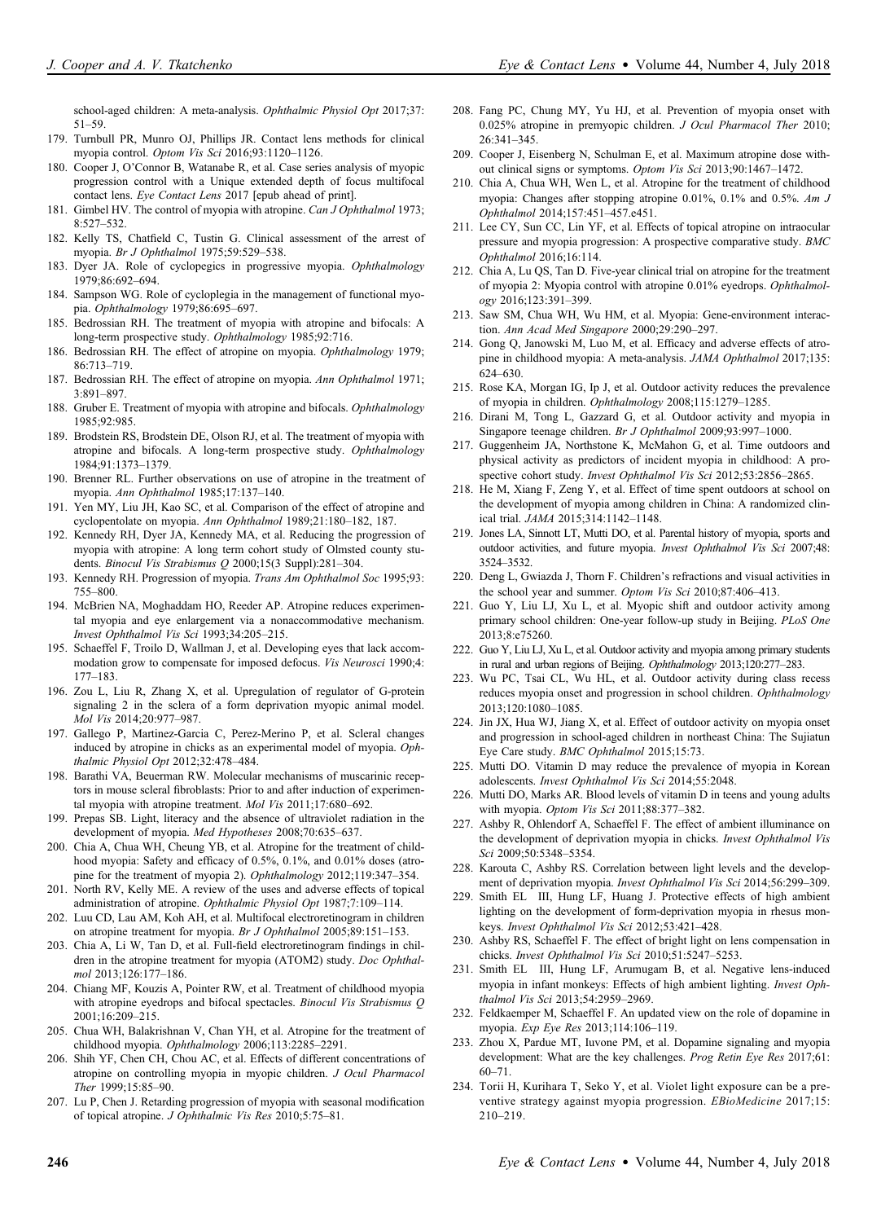school-aged children: A meta-analysis. *Ophthalmic Physiol Opt* 2017;37: 51–59.

179. Turnbull PR, Munro OJ, Phillips JR. Contact lens methods for clinical myopia control. *Optom Vis Sci* 2016;93:1120–1126.
180. Cooper J, O'Connor B, Watanabe R, et al. Case series analysis of myopic progression control with a Unique extended depth of focus multifocal contact lens. *Eye Contact Lens* 2017 [epub ahead of print].
181. Gimbel HV. The control of myopia with atropine. *Can J Ophthalmol* 1973; 8:527–532.
182. Kelly TS, Chatfield C, Tustin G. Clinical assessment of the arrest of myopia. *Br J Ophthalmol* 1975;59:529–538.
183. Dyer JA. Role of cyclopegics in progressive myopia. *Ophthalmology* 1979;86:692–694.
184. Sampson WG. Role of cycloplegia in the management of functional myopia. *Ophthalmology* 1979;86:695–697.
185. Bedrossian RH. The treatment of myopia with atropine and bifocals: A long-term prospective study. *Ophthalmology* 1985;92:716.
186. Bedrossian RH. The effect of atropine on myopia. *Ophthalmology* 1979; 86:713–719.
187. Bedrossian RH. The effect of atropine on myopia. *Ann Ophthalmol* 1971; 3:891–897.
188. Gruber E. Treatment of myopia with atropine and bifocals. *Ophthalmology* 1985;92:985.
189. Brodstein RS, Brodstein DE, Olson RJ, et al. The treatment of myopia with atropine and bifocals. A long-term prospective study. *Ophthalmology* 1984;91:1373–1379.
190. Brenner RL. Further observations on use of atropine in the treatment of myopia. *Ann Ophthalmol* 1985;17:137–140.
191. Yen MY, Liu JH, Kao SC, et al. Comparison of the effect of atropine and cyclopentolate on myopia. *Ann Ophthalmol* 1989;21:180–182, 187.
192. Kennedy RH, Dyer JA, Kennedy MA, et al. Reducing the progression of myopia with atropine: A long term cohort study of Olmsted county students. *Binocul Vis Strabismus Q* 2000;15(3 Suppl):281–304.
193. Kennedy RH. Progression of myopia. *Trans Am Ophthalmol Soc* 1995;93: 755–800.
194. McBrien NA, Moghaddam HO, Reeder AP. Atropine reduces experimental myopia and eye enlargement via a nonaccommodative mechanism. *Invest Ophthalmol Vis Sci* 1993;34:205–215.
195. Schaeffel F, Troilo D, Wallman J, et al. Developing eyes that lack accommodation grow to compensate for imposed defocus. *Vis Neurosci* 1990;4: 177–183.
196. Zou L, Liu R, Zhang X, et al. Upregulation of regulator of G-protein signaling 2 in the sclera of a form deprivation myopic animal model. *Mol Vis* 2014;20:977–987.
197. Gallego P, Martinez-Garcia C, Perez-Merino P, et al. Scleral changes induced by atropine in chicks as an experimental model of myopia. *Ophthalmic Physiol Opt* 2012;32:478–484.
198. Barathi VA, Beuerman RW. Molecular mechanisms of muscarinic receptors in mouse scleral fibroblasts: Prior to and after induction of experimental myopia with atropine treatment. *Mol Vis* 2011;17:680–692.
199. Prepas SB. Light, literacy and the absence of ultraviolet radiation in the development of myopia. *Med Hypotheses* 2008;70:635–637.
200. Chia A, Chua WH, Cheung YB, et al. Atropine for the treatment of childhood myopia: Safety and efficacy of 0.5%, 0.1%, and 0.01% doses (atropine for the treatment of myopia 2). *Ophthalmology* 2012;119:347–354.
201. North RV, Kelly ME. A review of the uses and adverse effects of topical administration of atropine. *Ophthalmic Physiol Opt* 1987;7:109–114.
202. Luu CD, Lau AM, Koh AH, et al. Multifocal electroretinogram in children on atropine treatment for myopia. *Br J Ophthalmol* 2005;89:151–153.
203. Chia A, Li W, Tan D, et al. Full-field electroretinogram findings in children in the atropine treatment for myopia (ATOM2) study. *Doc Ophthalmol* 2013;126:177–186.
204. Chiang MF, Kouzis A, Pointer RW, et al. Treatment of childhood myopia with atropine eyedrops and bifocal spectacles. *Binocul Vis Strabismus Q* 2001;16:209–215.
205. Chua WH, Balakrishnan V, Chan YH, et al. Atropine for the treatment of childhood myopia. *Ophthalmology* 2006;113:2285–2291.
206. Shih YF, Chen CH, Chou AC, et al. Effects of different concentrations of atropine on controlling myopia in myopic children. *J Ocul Pharmacol Ther* 1999;15:85–90.
207. Lu P, Chen J. Retarding progression of myopia with seasonal modification of topical atropine. *J Ophthalmic Vis Res* 2010;5:75–81.
208. Fang PC, Chung MY, Yu HJ, et al. Prevention of myopia onset with 0.025% atropine in premyopic children. *J Ocul Pharmacol Ther* 2010; 26:341–345.
209. Cooper J, Eisenberg N, Schulman E, et al. Maximum atropine dose without clinical signs or symptoms. *Optom Vis Sci* 2013;90:1467–1472.
210. Chia A, Chua WH, Wen L, et al. Atropine for the treatment of childhood myopia: Changes after stopping atropine 0.01%, 0.1% and 0.5%. *Am J Ophthalmol* 2014;157:451–457.e451.
211. Lee CY, Sun CC, Lin YF, et al. Effects of topical atropine on intraocular pressure and myopia progression: A prospective comparative study. *BMC Ophthalmol* 2016;16:114.
212. Chia A, Lu QS, Tan D. Five-year clinical trial on atropine for the treatment of myopia 2: Myopia control with atropine 0.01% eyedrops. *Ophthalmology* 2016;123:391–399.
213. Saw SM, Chua WH, Wu HM, et al. Myopia: Gene-environment interaction. *Ann Acad Med Singapore* 2000;29:290–297.
214. Gong Q, Janowski M, Luo M, et al. Efficacy and adverse effects of atropine in childhood myopia: A meta-analysis. *JAMA Ophthalmol* 2017;135: 624–630.
215. Rose KA, Morgan IG, Ip J, et al. Outdoor activity reduces the prevalence of myopia in children. *Ophthalmology* 2008;115:1279–1285.
216. Dirani M, Tong L, Gazzard G, et al. Outdoor activity and myopia in Singapore teenage children. *Br J Ophthalmol* 2009;93:997–1000.
217. Guggenheim JA, Northstone K, McMahon G, et al. Time outdoors and physical activity as predictors of incident myopia in childhood: A prospective cohort study. *Invest Ophthalmol Vis Sci* 2012;53:2856–2865.
218. He M, Xiang F, Zeng Y, et al. Effect of time spent outdoors at school on the development of myopia among children in China: A randomized clinical trial. *JAMA* 2015;314:1142–1148.
219. Jones LA, Sinnott LT, Mutti DO, et al. Parental history of myopia, sports and outdoor activities, and future myopia. *Invest Ophthalmol Vis Sci* 2007;48: 3524–3532.
220. Deng L, Gwiazda J, Thorn F. Children's refractions and visual activities in the school year and summer. *Optom Vis Sci* 2010;87:406–413.
221. Guo Y, Liu LJ, Xu L, et al. Myopic shift and outdoor activity among primary school children: One-year follow-up study in Beijing. *PLoS One* 2013;8:e75260.
222. Guo Y, Liu LJ, Xu L, et al. Outdoor activity and myopia among primary students in rural and urban regions of Beijing. *Ophthalmology* 2013;120:277–283.
223. Wu PC, Tsai CL, Wu HL, et al. Outdoor activity during class recess reduces myopia onset and progression in school children. *Ophthalmology* 2013;120:1080–1085.
224. Jin JX, Hua WJ, Jiang X, et al. Effect of outdoor activity on myopia onset and progression in school-aged children in northeast China: The Sujiatun Eye Care study. *BMC Ophthalmol* 2015;15:73.
225. Mutti DO. Vitamin D may reduce the prevalence of myopia in Korean adolescents. *Invest Ophthalmol Vis Sci* 2014;55:2048.
226. Mutti DO, Marks AR. Blood levels of vitamin D in teens and young adults with myopia. *Optom Vis Sci* 2011;88:377–382.
227. Ashby R, Ohlendorf A, Schaeffel F. The effect of ambient illuminance on the development of deprivation myopia in chicks. *Invest Ophthalmol Vis Sci* 2009;50:5348–5354.
228. Karouta C, Ashby RS. Correlation between light levels and the development of deprivation myopia. *Invest Ophthalmol Vis Sci* 2014;56:299–309.
229. Smith EL III, Hung LF, Huang J. Protective effects of high ambient lighting on the development of form-deprivation myopia in rhesus monkeys. *Invest Ophthalmol Vis Sci* 2012;53:421–428.
230. Ashby RS, Schaeffel F. The effect of bright light on lens compensation in chicks. *Invest Ophthalmol Vis Sci* 2010;51:5247–5253.
231. Smith EL III, Hung LF, Arumugam B, et al. Negative lens-induced myopia in infant monkeys: Effects of high ambient lighting. *Invest Ophthalmol Vis Sci* 2013;54:2959–2969.
232. Feldkaemper M, Schaeffel F. An updated view on the role of dopamine in myopia. *Exp Eye Res* 2013;114:106–119.
233. Zhou X, Pardue MT, Iuvone PM, et al. Dopamine signaling and myopia development: What are the key challenges. *Prog Retin Eye Res* 2017;61: 60–71.
234. Torii H, Kurihara T, Seko Y, et al. Violet light exposure can be a preventive strategy against myopia progression. *EBioMedicine* 2017;15: 210–219.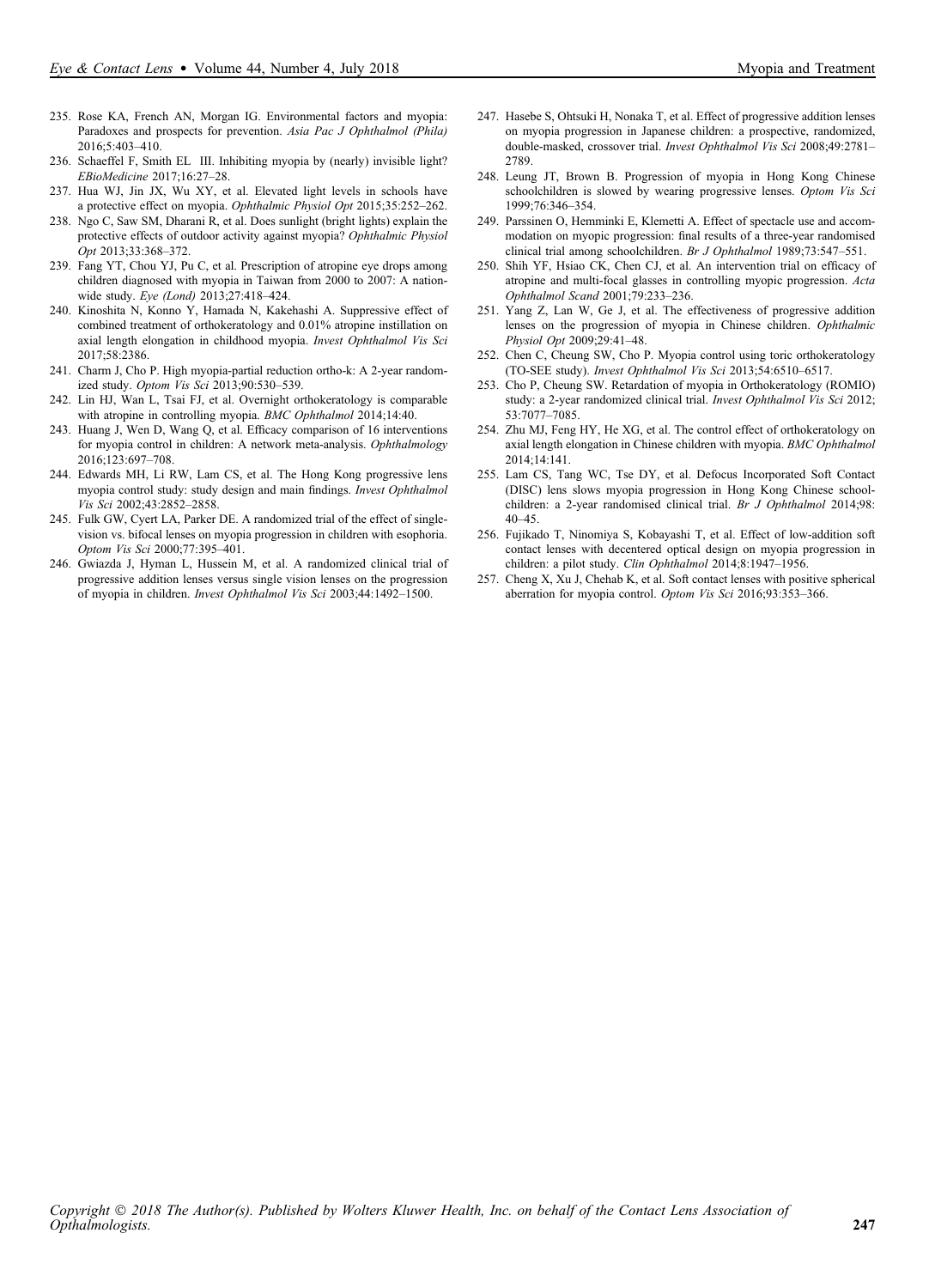235. Rose KA, French AN, Morgan IG. Environmental factors and myopia: Paradoxes and prospects for prevention. *Asia Pac J Ophthalmol (Phila)* 2016;5:403–410.
236. Schaeffel F, Smith EL III. Inhibiting myopia by (nearly) invisible light? *EBioMedicine* 2017;16:27–28.
237. Hua WJ, Jin JX, Wu XY, et al. Elevated light levels in schools have a protective effect on myopia. *Ophthalmic Physiol Opt* 2015;35:252–262.
238. Ngo C, Saw SM, Dharani R, et al. Does sunlight (bright lights) explain the protective effects of outdoor activity against myopia? *Ophthalmic Physiol Opt* 2013;33:368–372.
239. Fang YT, Chou YJ, Pu C, et al. Prescription of atropine eye drops among children diagnosed with myopia in Taiwan from 2000 to 2007: A nationwide study. *Eye (Lond)* 2013;27:418–424.
240. Kinoshita N, Konno Y, Hamada N, Kakehashi A. Suppressive effect of combined treatment of orthokeratology and 0.01% atropine instillation on axial length elongation in childhood myopia. *Invest Ophthalmol Vis Sci* 2017;58:2386.
241. Charm J, Cho P. High myopia-partial reduction ortho-k: A 2-year randomized study. *Optom Vis Sci* 2013;90:530–539.
242. Lin HJ, Wan L, Tsai FJ, et al. Overnight orthokeratology is comparable with atropine in controlling myopia. *BMC Ophthalmol* 2014;14:40.
243. Huang J, Wen D, Wang Q, et al. Efficacy comparison of 16 interventions for myopia control in children: A network meta-analysis. *Ophthalmology* 2016;123:697–708.
244. Edwards MH, Li RW, Lam CS, et al. The Hong Kong progressive lens myopia control study: study design and main findings. *Invest Ophthalmol Vis Sci* 2002;43:2852–2858.
245. Fulk GW, Cyert LA, Parker DE. A randomized trial of the effect of single-vision vs. bifocal lenses on myopia progression in children with esophoria. *Optom Vis Sci* 2000;77:395–401.
246. Gwiazda J, Hyman L, Hussein M, et al. A randomized clinical trial of progressive addition lenses versus single vision lenses on the progression of myopia in children. *Invest Ophthalmol Vis Sci* 2003;44:1492–1500.
247. Hasebe S, Ohtsuki H, Nonaka T, et al. Effect of progressive addition lenses on myopia progression in Japanese children: a prospective, randomized, double-masked, crossover trial. *Invest Ophthalmol Vis Sci* 2008;49:2781–2789.
248. Leung JT, Brown B. Progression of myopia in Hong Kong Chinese schoolchildren is slowed by wearing progressive lenses. *Optom Vis Sci* 1999;76:346–354.
249. Parssinen O, Hemminki E, Klemetti A. Effect of spectacle use and accommodation on myopic progression: final results of a three-year randomised clinical trial among schoolchildren. *Br J Ophthalmol* 1989;73:547–551.
250. Shih YF, Hsiao CK, Chen CJ, et al. An intervention trial on efficacy of atropine and multi-focal glasses in controlling myopic progression. *Acta Ophthalmol Scand* 2001;79:233–236.
251. Yang Z, Lan W, Ge J, et al. The effectiveness of progressive addition lenses on the progression of myopia in Chinese children. *Ophthalmic Physiol Opt* 2009;29:41–48.
252. Chen C, Cheung SW, Cho P. Myopia control using toric orthokeratology (TO-SEE study). *Invest Ophthalmol Vis Sci* 2013;54:6510–6517.
253. Cho P, Cheung SW. Retardation of myopia in Orthokeratology (ROMIO) study: a 2-year randomized clinical trial. *Invest Ophthalmol Vis Sci* 2012;53:7077–7085.
254. Zhu MJ, Feng HY, He XG, et al. The control effect of orthokeratology on axial length elongation in Chinese children with myopia. *BMC Ophthalmol* 2014;14:141.
255. Lam CS, Tang WC, Tse DY, et al. Defocus Incorporated Soft Contact (DISC) lens slows myopia progression in Hong Kong Chinese schoolchildren: a 2-year randomised clinical trial. *Br J Ophthalmol* 2014;98:40–45.
256. Fujikado T, Ninomiya S, Kobayashi T, et al. Effect of low-addition soft contact lenses with decentered optical design on myopia progression in children: a pilot study. *Clin Ophthalmol* 2014;8:1947–1956.
257. Cheng X, Xu J, Chehab K, et al. Soft contact lenses with positive spherical aberration for myopia control. *Optom Vis Sci* 2016;93:353–366.

*Copyright © 2018 The Author(s). Published by Wolters Kluwer Health, Inc. on behalf of the Contact Lens Association of Opthalmologists.*